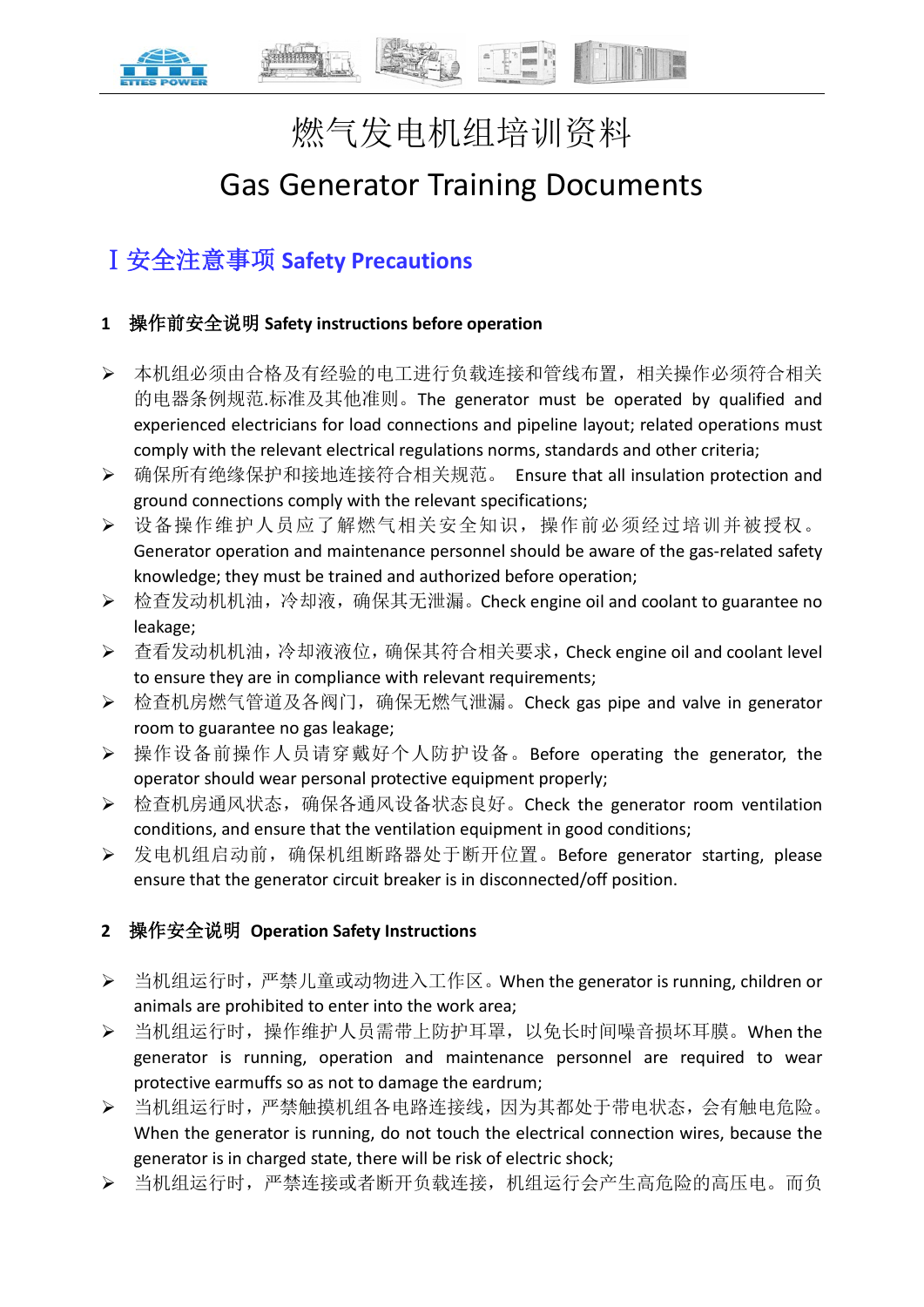# 燃气发电机组培训资料

# Gas Generator Training Documents

## Ⅰ 安全注意事项 Safety Precautions

### 1　操作前安全说明 Safety instructions before operation

- 本机组必须由合格及有经验的电工进行负载连接和管线布置，相关操作必须符合相关的电器条例规范.标准及其他准则。The generator must be operated by qualified and experienced electricians for load connections and pipeline layout; related operations must comply with the relevant electrical regulations norms, standards and other criteria;
- 确保所有绝缘保护和接地连接符合相关规范。 Ensure that all insulation protection and ground connections comply with the relevant specifications;
- 设备操作维护人员应了解燃气相关安全知识，操作前必须经过培训并被授权。Generator operation and maintenance personnel should be aware of the gas-related safety knowledge; they must be trained and authorized before operation;
- 检查发动机机油，冷却液，确保其无泄漏。Check engine oil and coolant to guarantee no leakage;
- 查看发动机机油，冷却液液位，确保其符合相关要求，Check engine oil and coolant level to ensure they are in compliance with relevant requirements;
- 检查机房燃气管道及各阀门，确保无燃气泄漏。Check gas pipe and valve in generator room to guarantee no gas leakage;
- 操作设备前操作人员请穿戴好个人防护设备。Before operating the generator, the operator should wear personal protective equipment properly;
- 检查机房通风状态，确保各通风设备状态良好。Check the generator room ventilation conditions, and ensure that the ventilation equipment in good conditions;
- 发电机组启动前，确保机组断路器处于断开位置。Before generator starting, please ensure that the generator circuit breaker is in disconnected/off position.

### 2　操作安全说明 Operation Safety Instructions

- 当机组运行时，严禁儿童或动物进入工作区。When the generator is running, children or animals are prohibited to enter into the work area;
- 当机组运行时，操作维护人员需带上防护耳罩，以免长时间噪音损坏耳膜。When the generator is running, operation and maintenance personnel are required to wear protective earmuffs so as not to damage the eardrum;
- 当机组运行时，严禁触摸机组各电路连接线，因为其都处于带电状态，会有触电危险。When the generator is running, do not touch the electrical connection wires, because the generator is in charged state, there will be risk of electric shock;
- 当机组运行时，严禁连接或者断开负载连接，机组运行会产生高危险的高压电。而负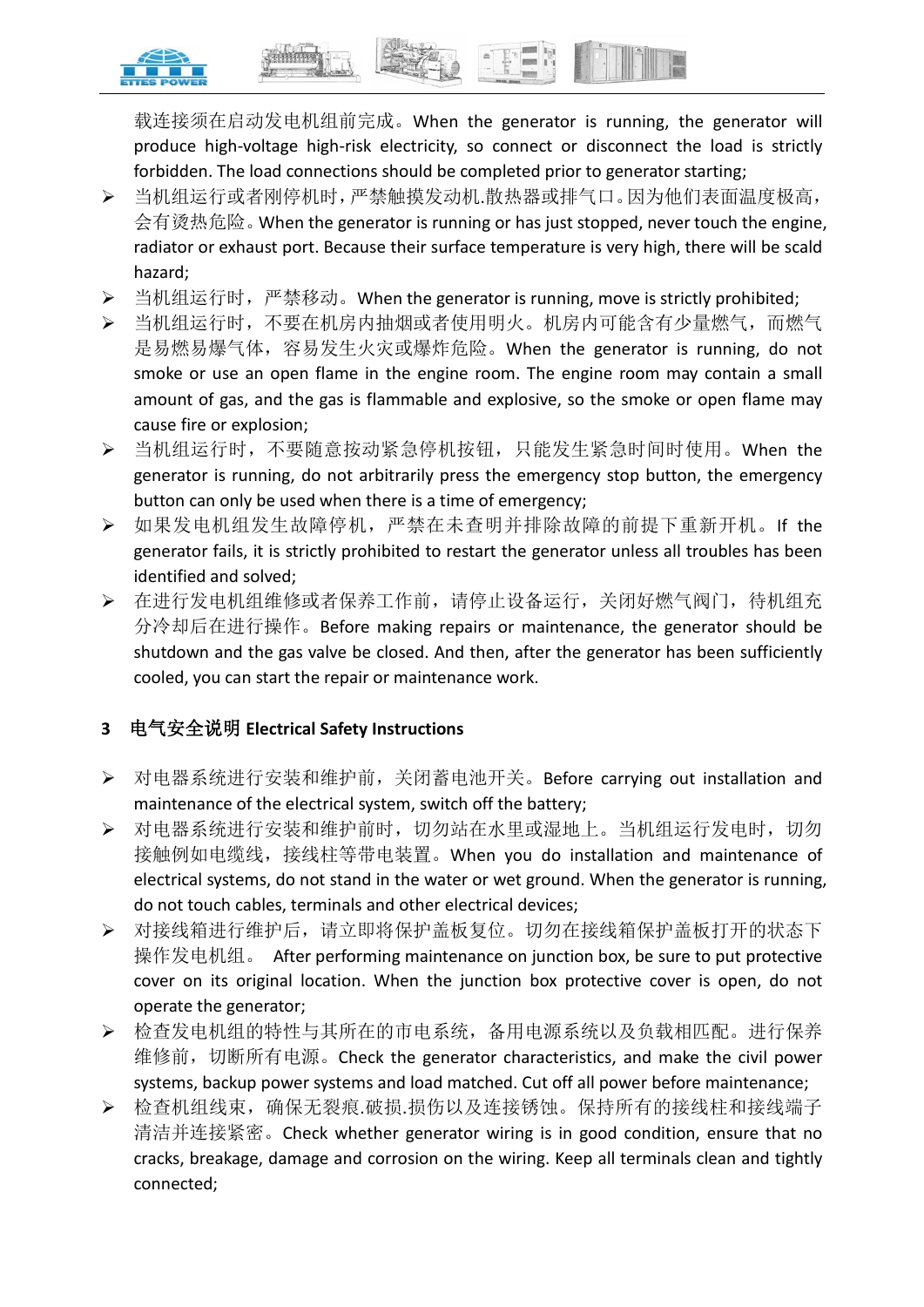载连接须在启动发电机组前完成。When the generator is running, the generator will produce high-voltage high-risk electricity, so connect or disconnect the load is strictly forbidden. The load connections should be completed prior to generator starting;

- 当机组运行或者刚停机时，严禁触摸发动机.散热器或排气口。因为他们表面温度极高，会有烫热危险。When the generator is running or has just stopped, never touch the engine, radiator or exhaust port. Because their surface temperature is very high, there will be scald hazard;
- 当机组运行时，严禁移动。When the generator is running, move is strictly prohibited;
- 当机组运行时，不要在机房内抽烟或者使用明火。机房内可能含有少量燃气，而燃气是易燃易爆气体，容易发生火灾或爆炸危险。When the generator is running, do not smoke or use an open flame in the engine room. The engine room may contain a small amount of gas, and the gas is flammable and explosive, so the smoke or open flame may cause fire or explosion;
- 当机组运行时，不要随意按动紧急停机按钮，只能发生紧急时间时使用。When the generator is running, do not arbitrarily press the emergency stop button, the emergency button can only be used when there is a time of emergency;
- 如果发电机组发生故障停机，严禁在未查明并排除故障的前提下重新开机。If the generator fails, it is strictly prohibited to restart the generator unless all troubles has been identified and solved;
- 在进行发电机组维修或者保养工作前，请停止设备运行，关闭好燃气阀门，待机组充分冷却后在进行操作。Before making repairs or maintenance, the generator should be shutdown and the gas valve be closed. And then, after the generator has been sufficiently cooled, you can start the repair or maintenance work.

## 3 电气安全说明 Electrical Safety Instructions

- 对电器系统进行安装和维护前，关闭蓄电池开关。Before carrying out installation and maintenance of the electrical system, switch off the battery;
- 对电器系统进行安装和维护前时，切勿站在水里或湿地上。当机组运行发电时，切勿接触例如电缆线，接线柱等带电装置。When you do installation and maintenance of electrical systems, do not stand in the water or wet ground. When the generator is running, do not touch cables, terminals and other electrical devices;
- 对接线箱进行维护后，请立即将保护盖板复位。切勿在接线箱保护盖板打开的状态下操作发电机组。 After performing maintenance on junction box, be sure to put protective cover on its original location. When the junction box protective cover is open, do not operate the generator;
- 检查发电机组的特性与其所在的市电系统，备用电源系统以及负载相匹配。进行保养维修前，切断所有电源。Check the generator characteristics, and make the civil power systems, backup power systems and load matched. Cut off all power before maintenance;
- 检查机组线束，确保无裂痕.破损.损伤以及连接锈蚀。保持所有的接线柱和接线端子清洁并连接紧密。Check whether generator wiring is in good condition, ensure that no cracks, breakage, damage and corrosion on the wiring. Keep all terminals clean and tightly connected;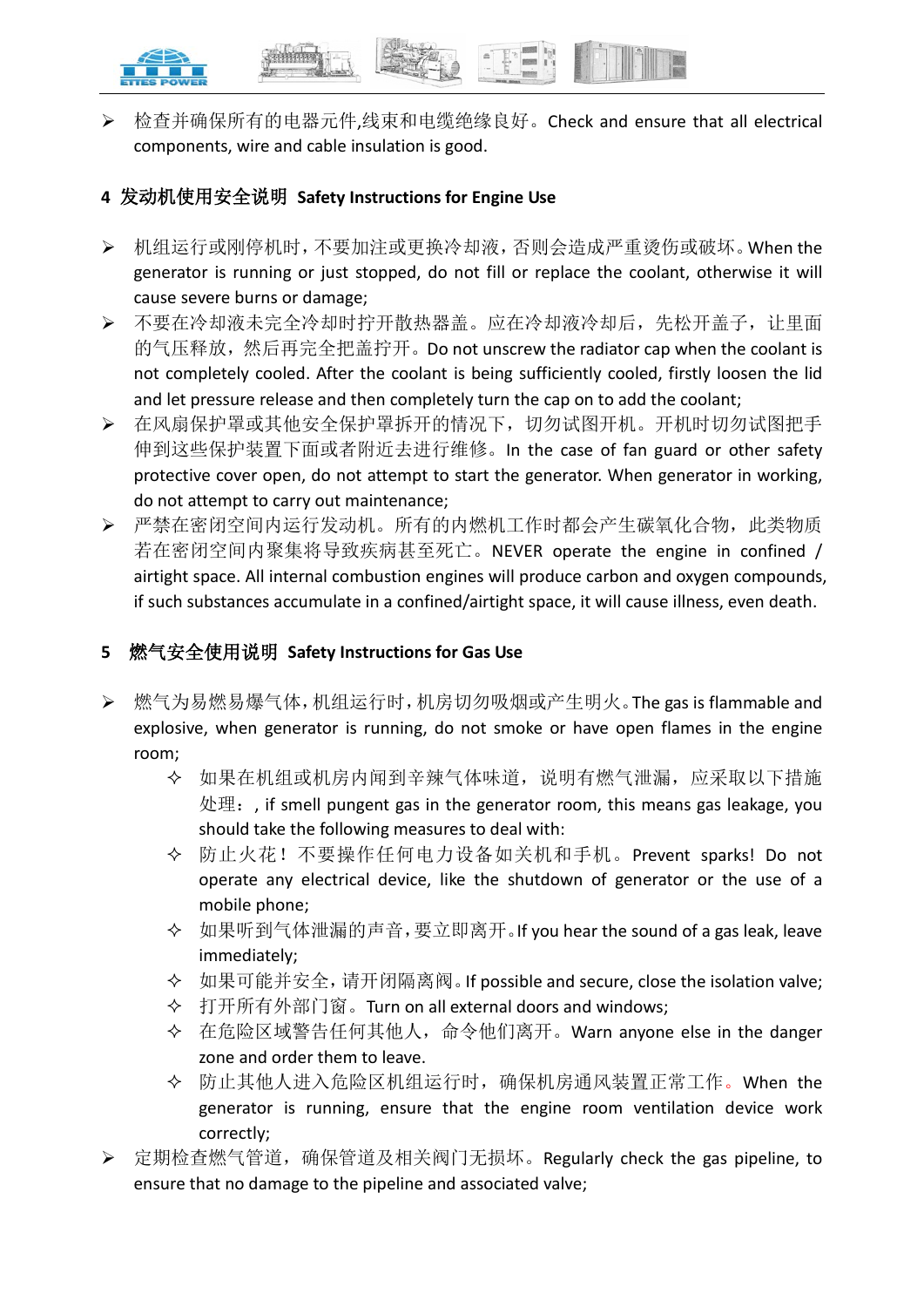- 检查并确保所有的电器元件,线束和电缆绝缘良好。Check and ensure that all electrical components, wire and cable insulation is good.

## 4 发动机使用安全说明 Safety Instructions for Engine Use

- 机组运行或刚停机时，不要加注或更换冷却液，否则会造成严重烫伤或破坏。When the generator is running or just stopped, do not fill or replace the coolant, otherwise it will cause severe burns or damage;
- 不要在冷却液未完全冷却时拧开散热器盖。应在冷却液冷却后，先松开盖子，让里面的气压释放，然后再完全把盖拧开。Do not unscrew the radiator cap when the coolant is not completely cooled. After the coolant is being sufficiently cooled, firstly loosen the lid and let pressure release and then completely turn the cap on to add the coolant;
- 在风扇保护罩或其他安全保护罩拆开的情况下，切勿试图开机。开机时切勿试图把手伸到这些保护装置下面或者附近去进行维修。In the case of fan guard or other safety protective cover open, do not attempt to start the generator. When generator in working, do not attempt to carry out maintenance;
- 严禁在密闭空间内运行发动机。所有的内燃机工作时都会产生碳氧化合物，此类物质若在密闭空间内聚集将导致疾病甚至死亡。NEVER operate the engine in confined / airtight space. All internal combustion engines will produce carbon and oxygen compounds, if such substances accumulate in a confined/airtight space, it will cause illness, even death.

## 5 燃气安全使用说明 Safety Instructions for Gas Use

- 燃气为易燃易爆气体，机组运行时，机房切勿吸烟或产生明火。The gas is flammable and explosive, when generator is running, do not smoke or have open flames in the engine room;
  - 如果在机组或机房内闻到辛辣气体味道，说明有燃气泄漏，应采取以下措施处理：, if smell pungent gas in the generator room, this means gas leakage, you should take the following measures to deal with:
  - 防止火花！不要操作任何电力设备如关机和手机。Prevent sparks! Do not operate any electrical device, like the shutdown of generator or the use of a mobile phone;
  - 如果听到气体泄漏的声音，要立即离开。If you hear the sound of a gas leak, leave immediately;
  - 如果可能并安全，请开闭隔离阀。If possible and secure, close the isolation valve;
  - 打开所有外部门窗。Turn on all external doors and windows;
  - 在危险区域警告任何其他人，命令他们离开。Warn anyone else in the danger zone and order them to leave.
  - 防止其他人进入危险区机组运行时，确保机房通风装置正常工作。When the generator is running, ensure that the engine room ventilation device work correctly;
- 定期检查燃气管道，确保管道及相关阀门无损坏。Regularly check the gas pipeline, to ensure that no damage to the pipeline and associated valve;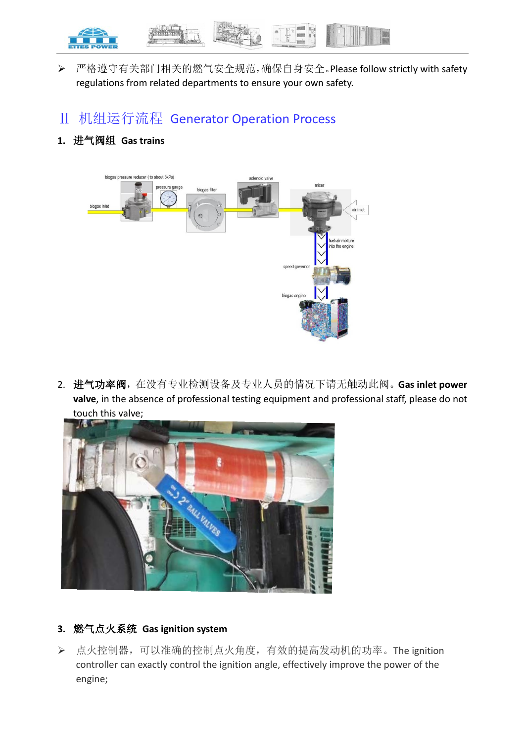- 严格遵守有关部门相关的燃气安全规范，确保自身安全。Please follow strictly with safety regulations from related departments to ensure your own safety.

## II 机组运行流程 Generator Operation Process

### 1. 进气阀组 Gas trains

2. **进气功率阀**，在没有专业检测设备及专业人员的情况下请无触动此阀。**Gas inlet power valve**, in the absence of professional testing equipment and professional staff, please do not touch this valve;

### 3. 燃气点火系统 Gas ignition system

- 点火控制器，可以准确的控制点火角度，有效的提高发动机的功率。The ignition controller can exactly control the ignition angle, effectively improve the power of the engine;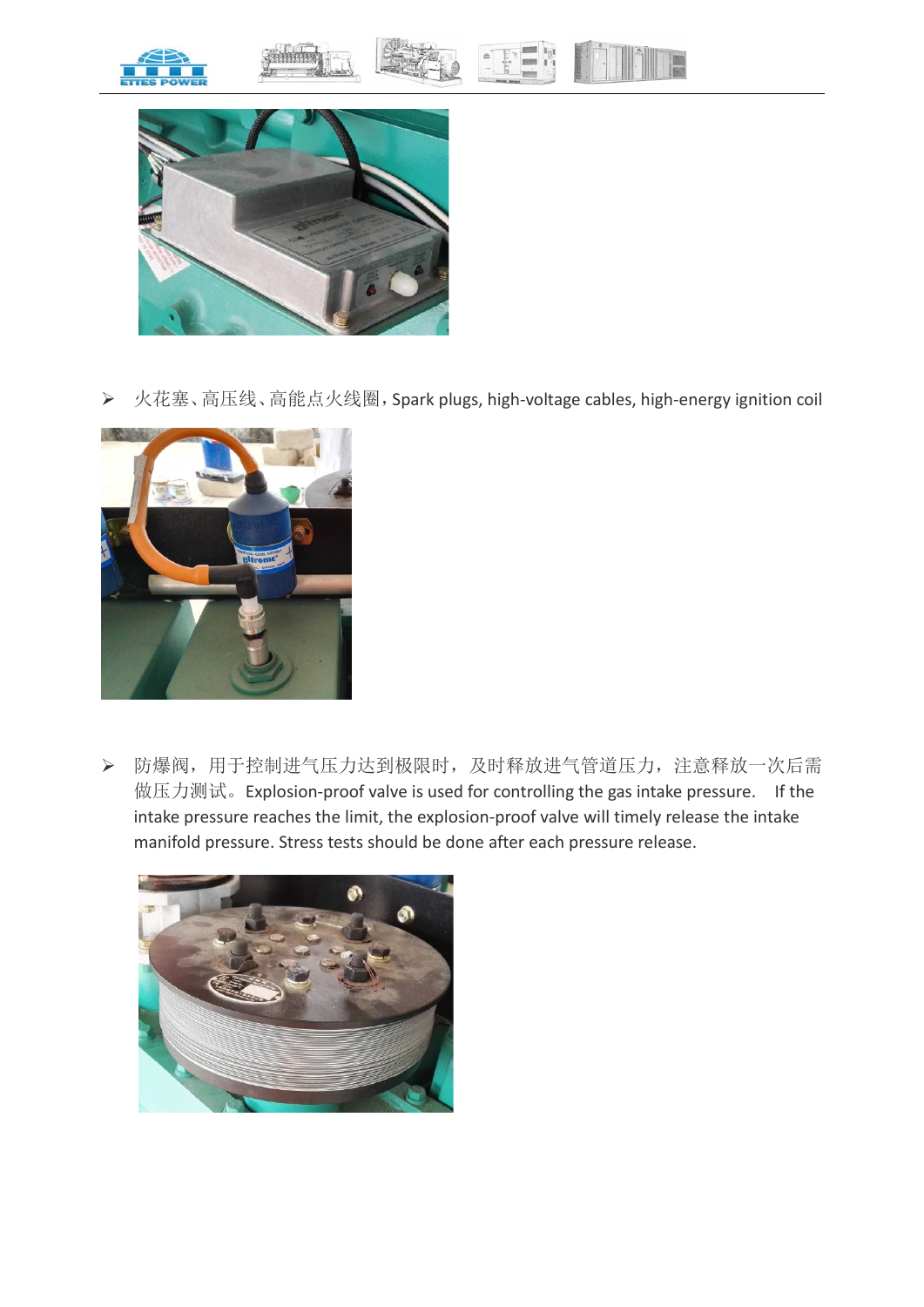- 火花塞、高压线、高能点火线圈，Spark plugs, high-voltage cables, high-energy ignition coil

- 防爆阀，用于控制进气压力达到极限时，及时释放进气管道压力，注意释放一次后需做压力测试。Explosion-proof valve is used for controlling the gas intake pressure. If the intake pressure reaches the limit, the explosion-proof valve will timely release the intake manifold pressure. Stress tests should be done after each pressure release.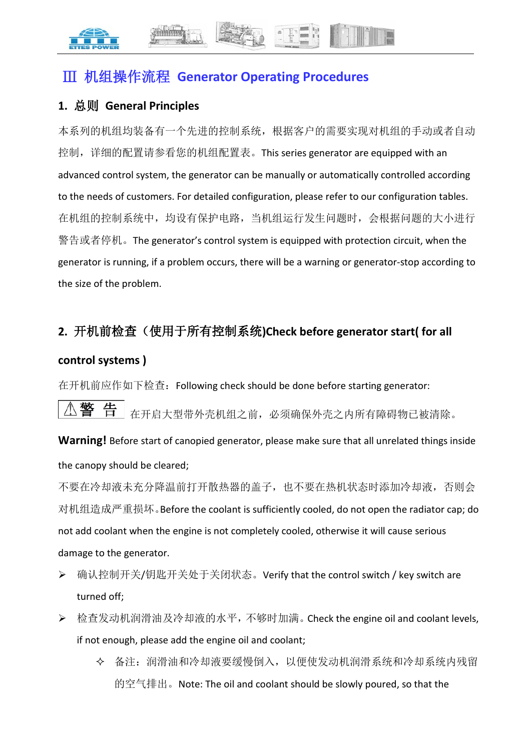# Ⅲ 机组操作流程 Generator Operating Procedures

## 1. 总则 General Principles

本系列的机组均装备有一个先进的控制系统，根据客户的需要实现对机组的手动或者自动控制，详细的配置请参看您的机组配置表。This series generator are equipped with an advanced control system, the generator can be manually or automatically controlled according to the needs of customers. For detailed configuration, please refer to our configuration tables.

在机组的控制系统中，均设有保护电路，当机组运行发生问题时，会根据问题的大小进行警告或者停机。The generator's control system is equipped with protection circuit, when the generator is running, if a problem occurs, there will be a warning or generator-stop according to the size of the problem.

## 2. 开机前检查（使用于所有控制系统)Check before generator start( for all control systems )

在开机前应作如下检查：Following check should be done before starting generator:

⚠警 告 在开启大型带外壳机组之前，必须确保外壳之内所有障碍物已被清除。

**Warning!** Before start of canopied generator, please make sure that all unrelated things inside the canopy should be cleared;

不要在冷却液未充分降温前打开散热器的盖子，也不要在热机状态时添加冷却液，否则会对机组造成严重损坏。Before the coolant is sufficiently cooled, do not open the radiator cap; do not add coolant when the engine is not completely cooled, otherwise it will cause serious damage to the generator.

- 确认控制开关/钥匙开关处于关闭状态。Verify that the control switch / key switch are turned off;
- 检查发动机润滑油及冷却液的水平，不够时加满。Check the engine oil and coolant levels, if not enough, please add the engine oil and coolant;
  - 备注：润滑油和冷却液要缓慢倒入，以便使发动机润滑系统和冷却系统内残留的空气排出。Note: The oil and coolant should be slowly poured, so that the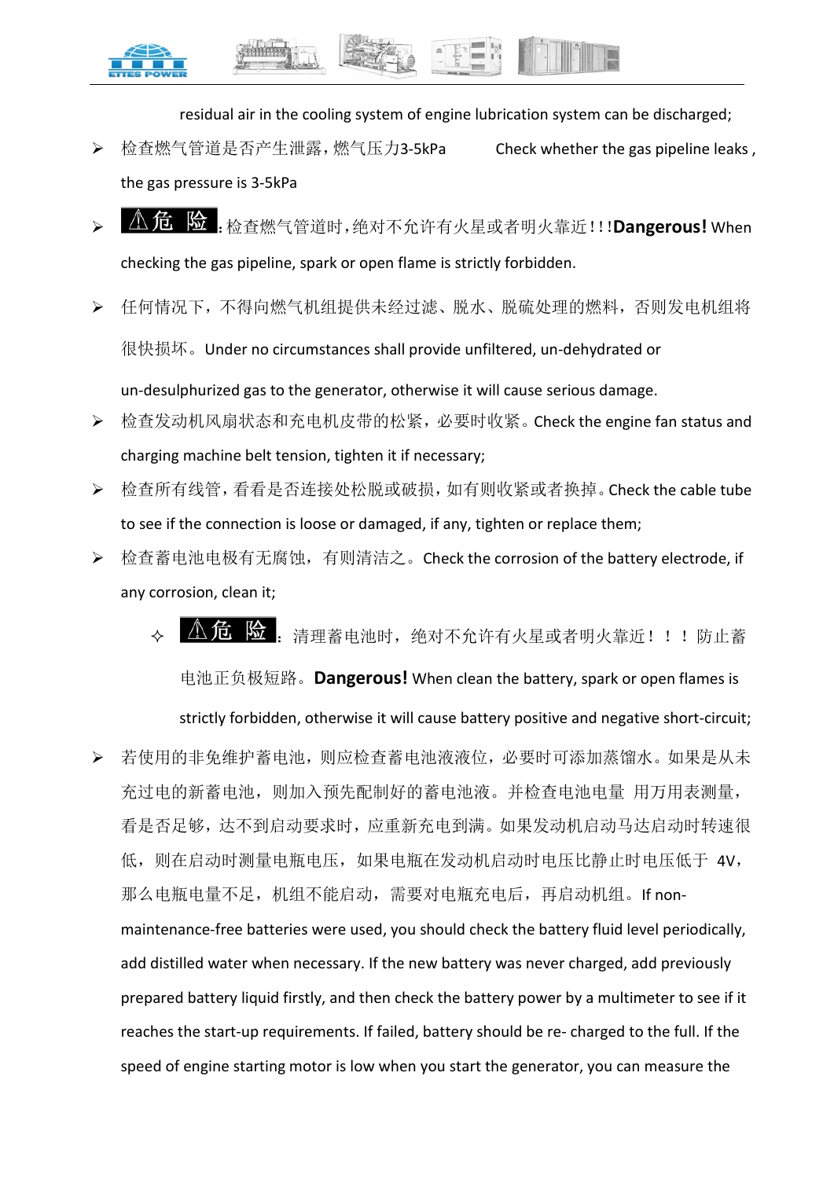residual air in the cooling system of engine lubrication system can be discharged;

- 检查燃气管道是否产生泄露，燃气压力3-5kPa　　Check whether the gas pipeline leaks , the gas pressure is 3-5kPa
- **⚠危 险**：检查燃气管道时，绝对不允许有火星或者明火靠近！！！**Dangerous!** When checking the gas pipeline, spark or open flame is strictly forbidden.
- 任何情况下，不得向燃气机组提供未经过滤、脱水、脱硫处理的燃料，否则发电机组将很快损坏。Under no circumstances shall provide unfiltered, un-dehydrated or un-desulphurized gas to the generator, otherwise it will cause serious damage.
- 检查发动机风扇状态和充电机皮带的松紧，必要时收紧。Check the engine fan status and charging machine belt tension, tighten it if necessary;
- 检查所有线管，看看是否连接处松脱或破损，如有则收紧或者换掉。Check the cable tube to see if the connection is loose or damaged, if any, tighten or replace them;
- 检查蓄电池电极有无腐蚀，有则清洁之。Check the corrosion of the battery electrode, if any corrosion, clean it;
    - **⚠危 险**：清理蓄电池时，绝对不允许有火星或者明火靠近！！！防止蓄电池正负极短路。**Dangerous!** When clean the battery, spark or open flames is strictly forbidden, otherwise it will cause battery positive and negative short-circuit;
- 若使用的非免维护蓄电池，则应检查蓄电池液液位，必要时可添加蒸馏水。如果是从未充过电的新蓄电池，则加入预先配制好的蓄电池液。并检查电池电量 用万用表测量，看是否足够，达不到启动要求时，应重新充电到满。如果发动机启动马达启动时转速很低，则在启动时测量电瓶电压，如果电瓶在发动机启动时电压比静止时电压低于 4V，那么电瓶电量不足，机组不能启动，需要对电瓶充电后，再启动机组。If non-maintenance-free batteries were used, you should check the battery fluid level periodically, add distilled water when necessary. If the new battery was never charged, add previously prepared battery liquid firstly, and then check the battery power by a multimeter to see if it reaches the start-up requirements. If failed, battery should be re- charged to the full. If the speed of engine starting motor is low when you start the generator, you can measure the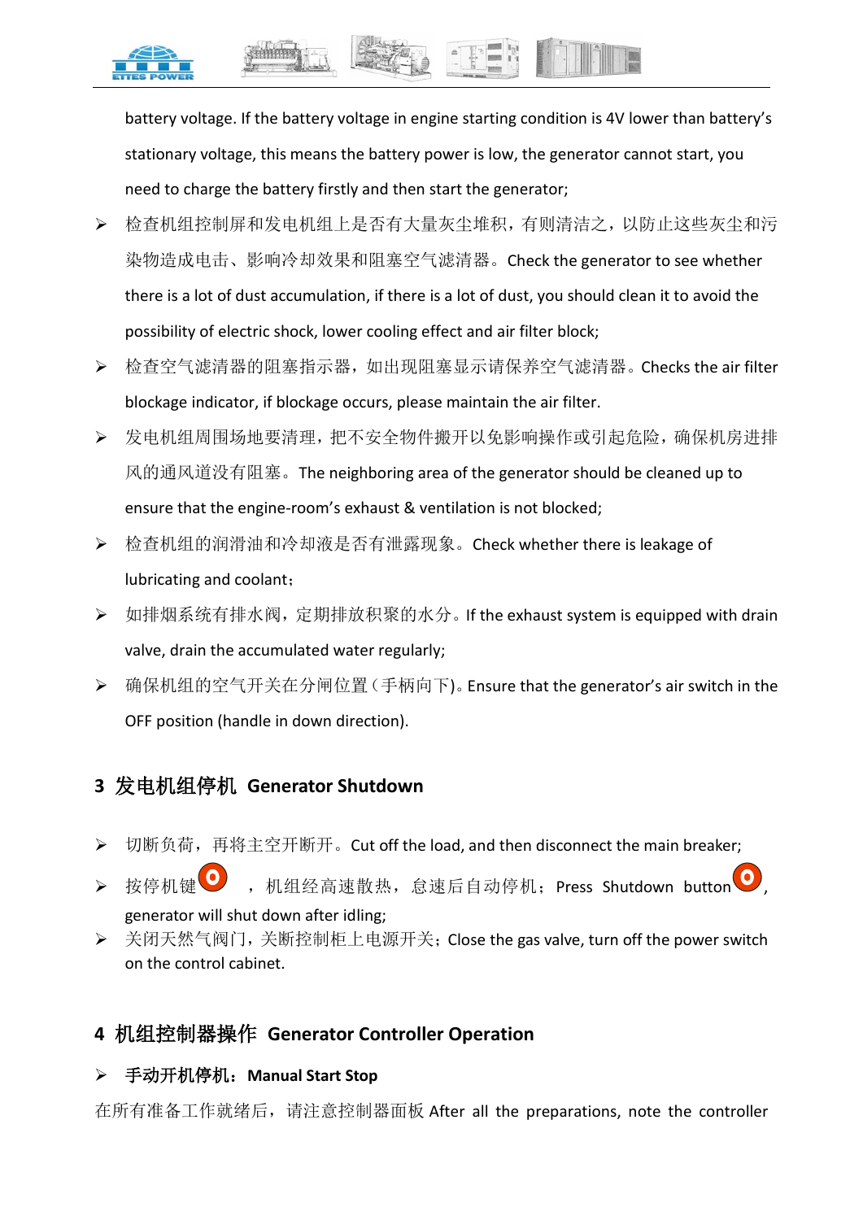battery voltage. If the battery voltage in engine starting condition is 4V lower than battery's stationary voltage, this means the battery power is low, the generator cannot start, you need to charge the battery firstly and then start the generator;

- 检查机组控制屏和发电机组上是否有大量灰尘堆积，有则清洁之，以防止这些灰尘和污染物造成电击、影响冷却效果和阻塞空气滤清器。Check the generator to see whether there is a lot of dust accumulation, if there is a lot of dust, you should clean it to avoid the possibility of electric shock, lower cooling effect and air filter block;
- 检查空气滤清器的阻塞指示器，如出现阻塞显示请保养空气滤清器。Checks the air filter blockage indicator, if blockage occurs, please maintain the air filter.
- 发电机组周围场地要清理，把不安全物件搬开以免影响操作或引起危险，确保机房进排风的通风道没有阻塞。The neighboring area of the generator should be cleaned up to ensure that the engine-room's exhaust & ventilation is not blocked;
- 检查机组的润滑油和冷却液是否有泄露现象。Check whether there is leakage of lubricating and coolant；
- 如排烟系统有排水阀，定期排放积聚的水分。If the exhaust system is equipped with drain valve, drain the accumulated water regularly;
- 确保机组的空气开关在分闸位置（手柄向下）。Ensure that the generator's air switch in the OFF position (handle in down direction).

## 3 发电机组停机 Generator Shutdown

- 切断负荷，再将主空开断开。Cut off the load, and then disconnect the main breaker;
- 按停机键 O ，机组经高速散热，怠速后自动停机；Press Shutdown button O, generator will shut down after idling;
- 关闭天然气阀门，关断控制柜上电源开关；Close the gas valve, turn off the power switch on the control cabinet.

## 4 机组控制器操作 Generator Controller Operation

- **手动开机停机：Manual Start Stop**

在所有准备工作就绪后，请注意控制器面板 After all the preparations, note the controller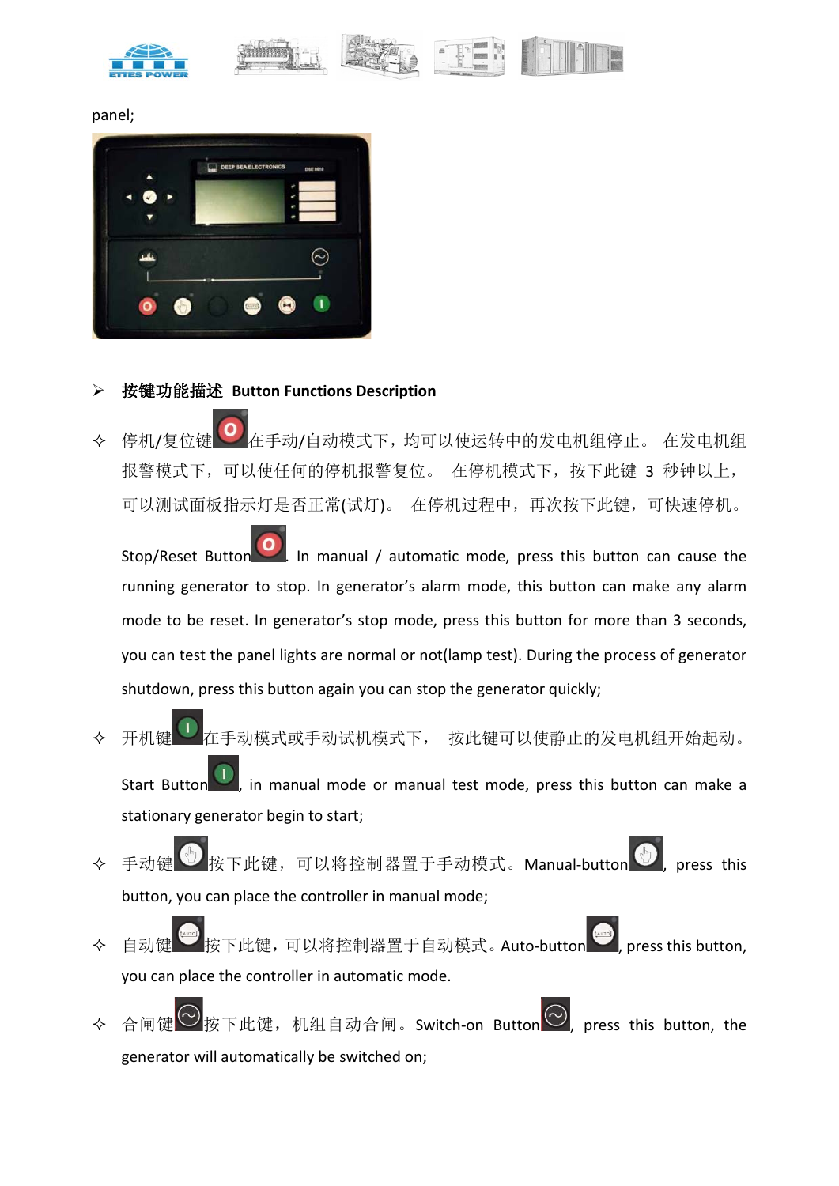panel;

- **按键功能描述 Button Functions Description**

- 停机/复位键在手动/自动模式下，均可以使运转中的发电机组停止。 在发电机组报警模式下，可以使任何的停机报警复位。 在停机模式下，按下此键 3 秒钟以上，可以测试面板指示灯是否正常(试灯)。 在停机过程中，再次按下此键，可快速停机。

  Stop/Reset Button. In manual / automatic mode, press this button can cause the running generator to stop. In generator's alarm mode, this button can make any alarm mode to be reset. In generator's stop mode, press this button for more than 3 seconds, you can test the panel lights are normal or not(lamp test). During the process of generator shutdown, press this button again you can stop the generator quickly;

- 开机键在手动模式或手动试机模式下， 按此键可以使静止的发电机组开始起动。

  Start Button, in manual mode or manual test mode, press this button can make a stationary generator begin to start;

- 手动键按下此键，可以将控制器置于手动模式。Manual-button, press this button, you can place the controller in manual mode;

- 自动键按下此键，可以将控制器置于自动模式。Auto-button, press this button, you can place the controller in automatic mode.

- 合闸键按下此键，机组自动合闸。Switch-on Button, press this button, the generator will automatically be switched on;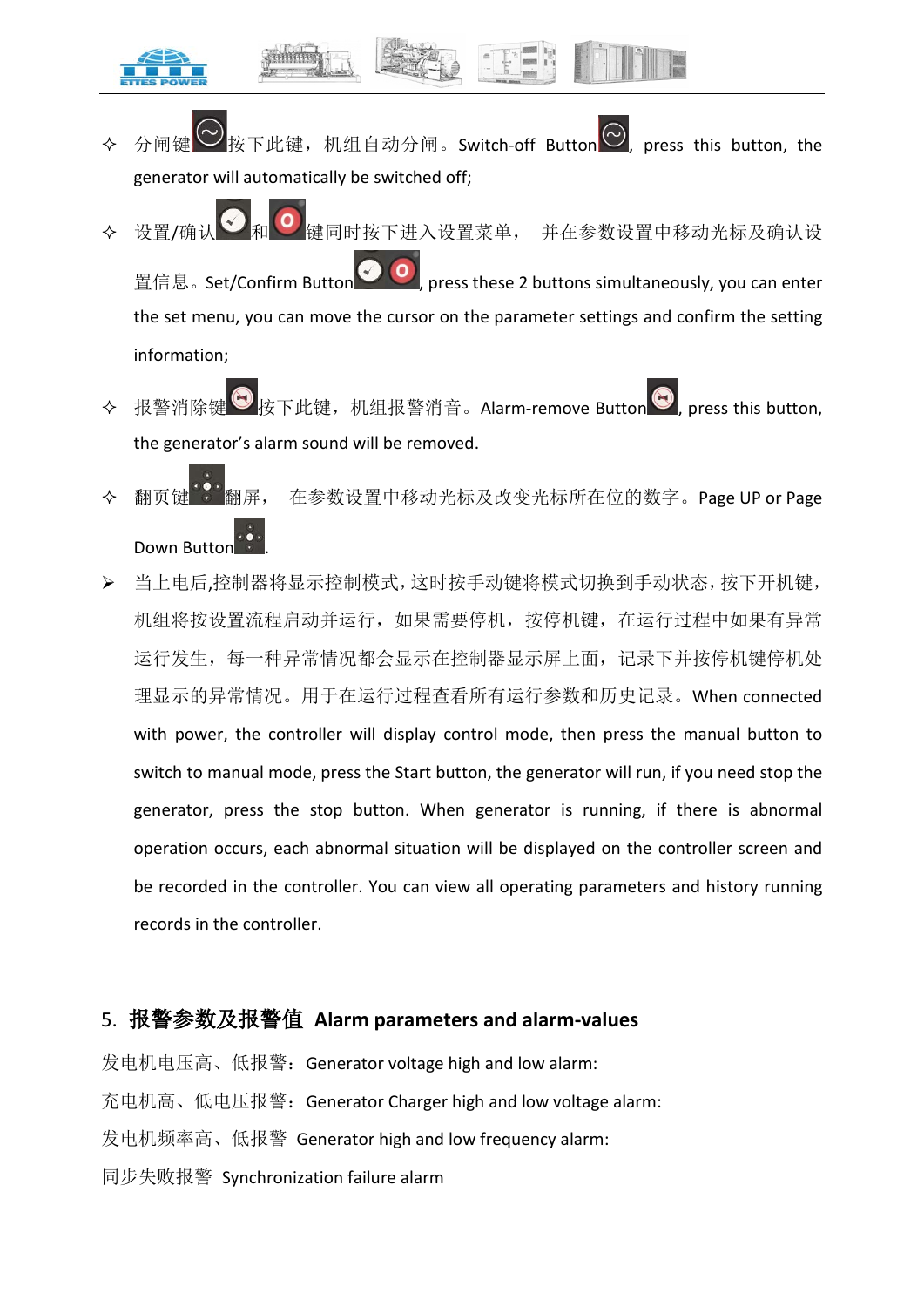- ✧ 分闸键按下此键，机组自动分闸。Switch-off Button, press this button, the generator will automatically be switched off;
- ✧ 设置/确认和键同时按下进入设置菜单， 并在参数设置中移动光标及确认设置信息。Set/Confirm Button, press these 2 buttons simultaneously, you can enter the set menu, you can move the cursor on the parameter settings and confirm the setting information;
- ✧ 报警消除键按下此键，机组报警消音。Alarm-remove Button, press this button, the generator's alarm sound will be removed.
- ✧ 翻页键翻屏， 在参数设置中移动光标及改变光标所在位的数字。Page UP or Page Down Button.

- ➢ 当上电后,控制器将显示控制模式，这时按手动键将模式切换到手动状态，按下开机键，机组将按设置流程启动并运行，如果需要停机，按停机键，在运行过程中如果有异常运行发生，每一种异常情况都会显示在控制器显示屏上面，记录下并按停机键停机处理显示的异常情况。用于在运行过程查看所有运行参数和历史记录。When connected with power, the controller will display control mode, then press the manual button to switch to manual mode, press the Start button, the generator will run, if you need stop the generator, press the stop button. When generator is running, if there is abnormal operation occurs, each abnormal situation will be displayed on the controller screen and be recorded in the controller. You can view all operating parameters and history running records in the controller.

## 5. 报警参数及报警值 Alarm parameters and alarm-values

发电机电压高、低报警：Generator voltage high and low alarm:

充电机高、低电压报警：Generator Charger high and low voltage alarm:

发电机频率高、低报警 Generator high and low frequency alarm:

同步失败报警 Synchronization failure alarm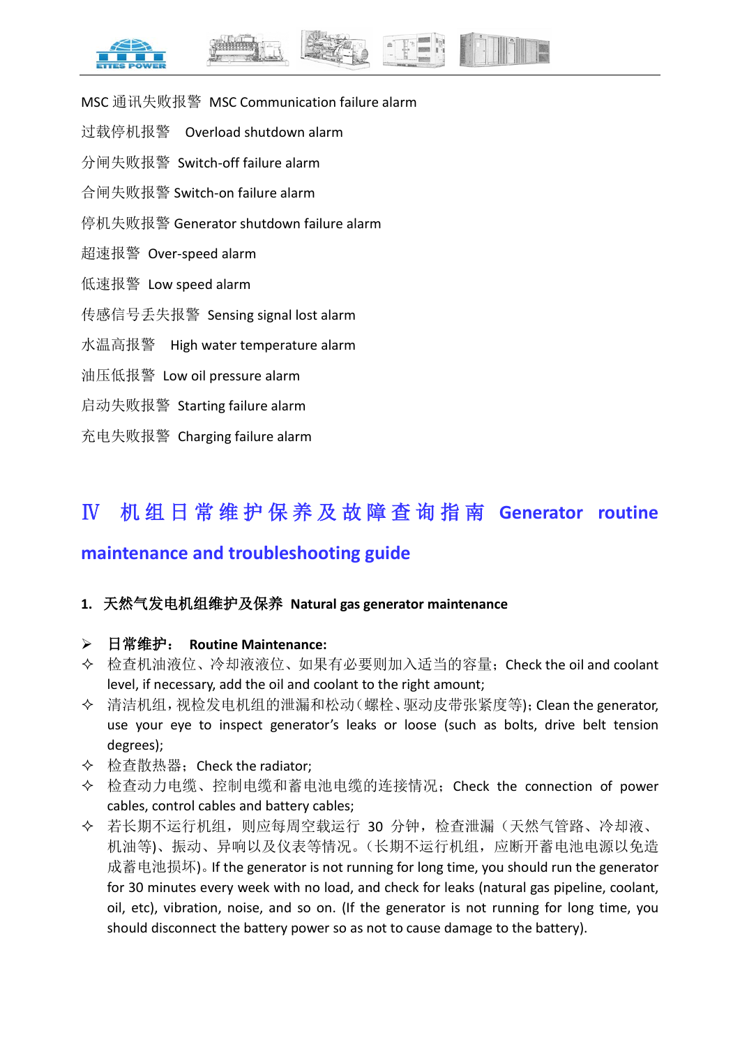MSC 通讯失败报警  MSC Communication failure alarm

过载停机报警  Overload shutdown alarm

分闸失败报警  Switch-off failure alarm

合闸失败报警 Switch-on failure alarm

停机失败报警 Generator shutdown failure alarm

超速报警  Over-speed alarm

低速报警  Low speed alarm

传感信号丢失报警  Sensing signal lost alarm

水温高报警  High water temperature alarm

油压低报警  Low oil pressure alarm

启动失败报警  Starting failure alarm

充电失败报警  Charging failure alarm

# Ⅳ 机组日常维护保养及故障查询指南 Generator routine maintenance and troubleshooting guide

### 1. 天然气发电机组维护及保养 Natural gas generator maintenance

- **日常维护： Routine Maintenance:**
  - 检查机油液位、冷却液液位、如果有必要则加入适当的容量；Check the oil and coolant level, if necessary, add the oil and coolant to the right amount;
  - 清洁机组，视检发电机组的泄漏和松动（螺栓、驱动皮带张紧度等)；Clean the generator, use your eye to inspect generator's leaks or loose (such as bolts, drive belt tension degrees);
  - 检查散热器；Check the radiator;
  - 检查动力电缆、控制电缆和蓄电池电缆的连接情况；Check the connection of power cables, control cables and battery cables;
  - 若长期不运行机组，则应每周空载运行 30 分钟，检查泄漏（天然气管路、冷却液、机油等)、振动、异响以及仪表等情况。（长期不运行机组，应断开蓄电池电源以免造成蓄电池损坏)。If the generator is not running for long time, you should run the generator for 30 minutes every week with no load, and check for leaks (natural gas pipeline, coolant, oil, etc), vibration, noise, and so on. (If the generator is not running for long time, you should disconnect the battery power so as not to cause damage to the battery).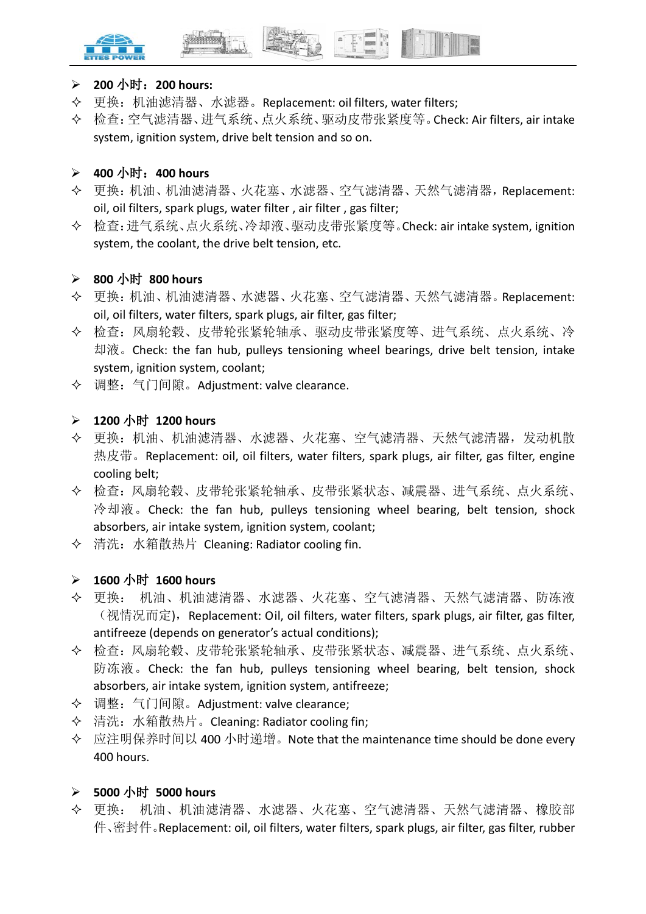- **200 小时：200 hours:**
  - 更换：机油滤清器、水滤器。Replacement: oil filters, water filters;
  - 检查：空气滤清器、进气系统、点火系统、驱动皮带张紧度等。Check: Air filters, air intake system, ignition system, drive belt tension and so on.

- **400 小时：400 hours**
  - 更换：机油、机油滤清器、火花塞、水滤器、空气滤清器、天然气滤清器，Replacement: oil, oil filters, spark plugs, water filter , air filter , gas filter;
  - 检查：进气系统、点火系统、冷却液、驱动皮带张紧度等。Check: air intake system, ignition system, the coolant, the drive belt tension, etc.

- **800 小时 800 hours**
  - 更换：机油、机油滤清器、水滤器、火花塞、空气滤清器、天然气滤清器。Replacement: oil, oil filters, water filters, spark plugs, air filter, gas filter;
  - 检查：风扇轮毂、皮带轮张紧轮轴承、驱动皮带张紧度等、进气系统、点火系统、冷却液。Check: the fan hub, pulleys tensioning wheel bearings, drive belt tension, intake system, ignition system, coolant;
  - 调整：气门间隙。Adjustment: valve clearance.

- **1200 小时 1200 hours**
  - 更换：机油、机油滤清器、水滤器、火花塞、空气滤清器、天然气滤清器，发动机散热皮带。Replacement: oil, oil filters, water filters, spark plugs, air filter, gas filter, engine cooling belt;
  - 检查：风扇轮毂、皮带轮张紧轮轴承、皮带张紧状态、减震器、进气系统、点火系统、冷却液。Check: the fan hub, pulleys tensioning wheel bearing, belt tension, shock absorbers, air intake system, ignition system, coolant;
  - 清洗：水箱散热片 Cleaning: Radiator cooling fin.

- **1600 小时 1600 hours**
  - 更换： 机油、机油滤清器、水滤器、火花塞、空气滤清器、天然气滤清器、防冻液（视情况而定），Replacement: Oil, oil filters, water filters, spark plugs, air filter, gas filter, antifreeze (depends on generator's actual conditions);
  - 检查：风扇轮毂、皮带轮张紧轮轴承、皮带张紧状态、减震器、进气系统、点火系统、防冻液。Check: the fan hub, pulleys tensioning wheel bearing, belt tension, shock absorbers, air intake system, ignition system, antifreeze;
  - 调整：气门间隙。Adjustment: valve clearance;
  - 清洗：水箱散热片。Cleaning: Radiator cooling fin;
  - 应注明保养时间以 400 小时递增。Note that the maintenance time should be done every 400 hours.

- **5000 小时 5000 hours**
  - 更换： 机油、机油滤清器、水滤器、火花塞、空气滤清器、天然气滤清器、橡胶部件、密封件。Replacement: oil, oil filters, water filters, spark plugs, air filter, gas filter, rubber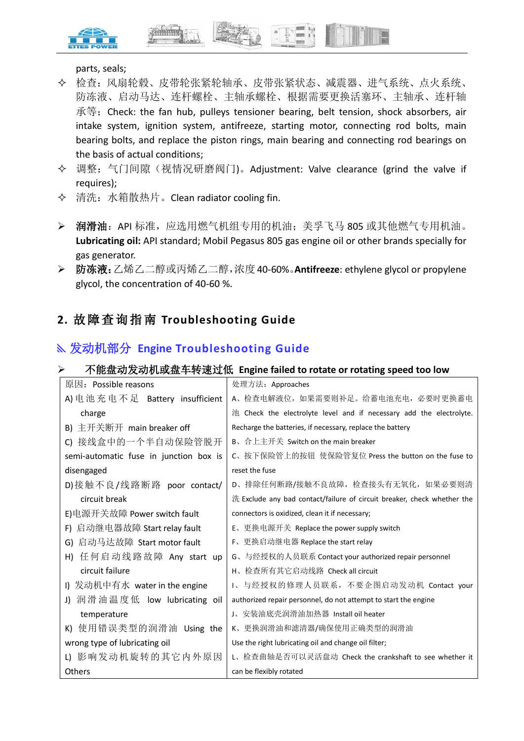parts, seals;

- ✧ 检查：风扇轮毂、皮带轮张紧轮轴承、皮带张紧状态、减震器、进气系统、点火系统、防冻液、启动马达、连杆螺栓、主轴承螺栓、根据需要更换活塞环、主轴承、连杆轴承等；Check: the fan hub, pulleys tensioner bearing, belt tension, shock absorbers, air intake system, ignition system, antifreeze, starting motor, connecting rod bolts, main bearing bolts, and replace the piston rings, main bearing and connecting rod bearings on the basis of actual conditions;
- ✧ 调整：气门间隙（视情况研磨阀门）。Adjustment: Valve clearance (grind the valve if requires);
- ✧ 清洗：水箱散热片。Clean radiator cooling fin.

- ➢ **润滑油**：API 标准，应选用燃气机组专用的机油；美孚飞马 805 或其他燃气专用机油。**Lubricating oil:** API standard; Mobil Pegasus 805 gas engine oil or other brands specially for gas generator.
- ➢ **防冻液：**乙烯乙二醇或丙烯乙二醇，浓度 40-60%。**Antifreeze**: ethylene glycol or propylene glycol, the concentration of 40-60 %.

## 2. 故障查询指南 Troubleshooting Guide

### 发动机部分 Engine Troubleshooting Guide

➢ **不能盘动发动机或盘车转速过低 Engine failed to rotate or rotating speed too low**

| 原因：Possible reasons | 处理方法：Approaches |
|---|---|
| A) 电池充电不足 Battery insufficient charge | A、检查电解液位，如果需要则补足。给蓄电池充电，必要时更换蓄电池 Check the electrolyte level and if necessary add the electrolyte. Recharge the batteries, if necessary, replace the battery |
| B) 主开关断开 main breaker off | B、合上主开关 Switch on the main breaker |
| C) 接线盒中的一个半自动保险管脱开 semi-automatic fuse in junction box is disengaged | C、按下保险管上的按钮 使保险管复位 Press the button on the fuse to reset the fuse |
| D)接触不良/线路断路 poor contact/ circuit break | D、排除任何断路/接触不良故障，检查接头有无氧化，如果必要则清洗 Exclude any bad contact/failure of circuit breaker, check whether the connectors is oxidized, clean it if necessary; |
| E)电源开关故障 Power switch fault | E、更换电源开关 Replace the power supply switch |
| F) 启动继电器故障 Start relay fault | F、更换启动继电器 Replace the start relay |
| G) 启动马达故障 Start motor fault | G、与经授权的人员联系 Contact your authorized repair personnel |
| H) 任何启动线路故障 Any start up circuit failure | H、检查所有其它启动线路 Check all circuit |
| I) 发动机中有水 water in the engine | I、与经授权的修理人员联系，不要企图启动发动机 Contact your authorized repair personnel, do not attempt to start the engine |
| J) 润滑油温度低 low lubricating oil temperature | J、安装油底壳润滑油加热器 Install oil heater |
| K) 使用错误类型的润滑油 Using the wrong type of lubricating oil | K、更换润滑油和滤清器/确保使用正确类型的润滑油 Use the right lubricating oil and change oil filter; |
| L) 影响发动机旋转的其它内外原因 Others | L、检查曲轴是否可以灵活盘动 Check the crankshaft to see whether it can be flexibly rotated |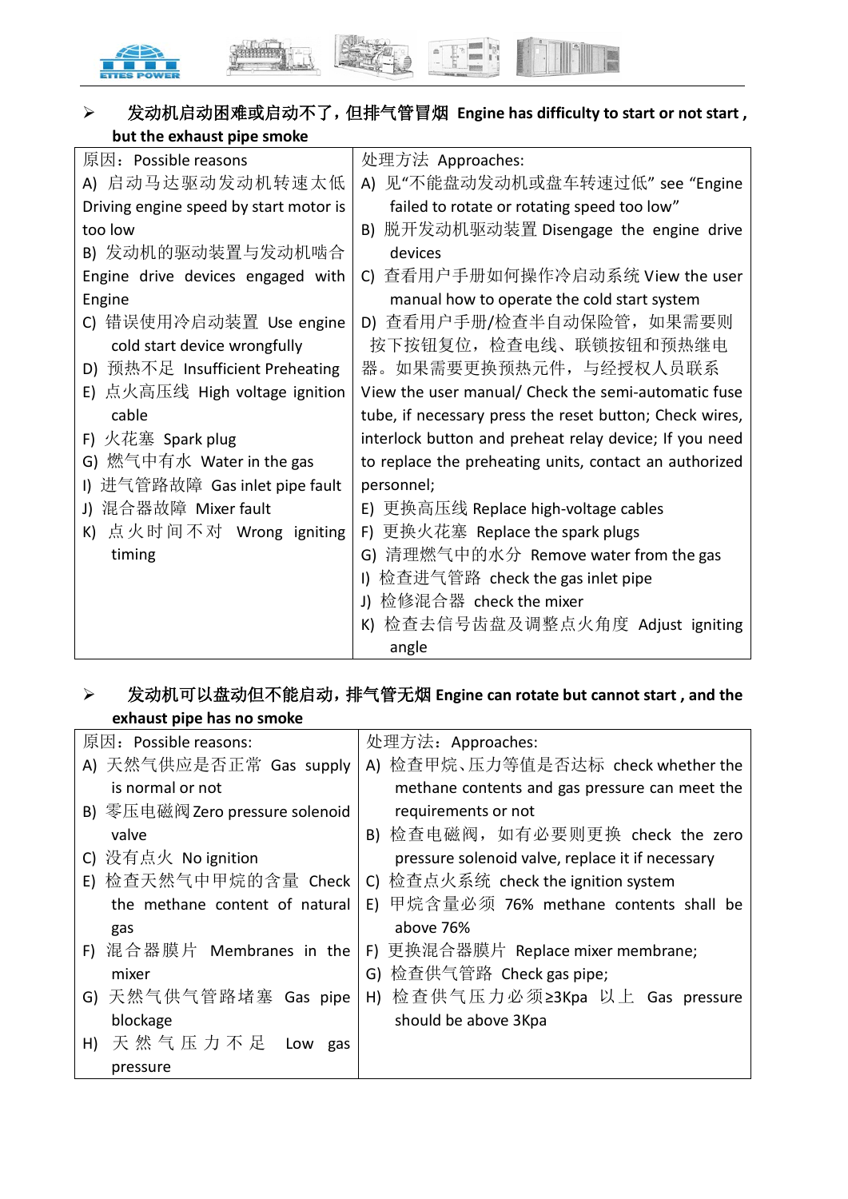- **发动机启动困难或启动不了，但排气管冒烟 Engine has difficulty to start or not start , but the exhaust pipe smoke**

| 原因：Possible reasons | 处理方法 Approaches: |
| --- | --- |
| A) 启动马达驱动发动机转速太低 Driving engine speed by start motor is too low<br>B) 发动机的驱动装置与发动机啮合 Engine drive devices engaged with Engine<br>C) 错误使用冷启动装置 Use engine cold start device wrongfully<br>D) 预热不足 Insufficient Preheating<br>E) 点火高压线 High voltage ignition cable<br>F) 火花塞 Spark plug<br>G) 燃气中有水 Water in the gas<br>I) 进气管路故障 Gas inlet pipe fault<br>J) 混合器故障 Mixer fault<br>K) 点火时间不对 Wrong igniting timing | A) 见“不能盘动发动机或盘车转速过低” see “Engine failed to rotate or rotating speed too low”<br>B) 脱开发动机驱动装置 Disengage the engine drive devices<br>C) 查看用户手册如何操作冷启动系统 View the user manual how to operate the cold start system<br>D) 查看用户手册/检查半自动保险管，如果需要则按下按钮复位，检查电线、联锁按钮和预热继电器。如果需要更换预热元件，与经授权人员联系 View the user manual/ Check the semi-automatic fuse tube, if necessary press the reset button; Check wires, interlock button and preheat relay device; If you need to replace the preheating units, contact an authorized personnel;<br>E) 更换高压线 Replace high-voltage cables<br>F) 更换火花塞 Replace the spark plugs<br>G) 清理燃气中的水分 Remove water from the gas<br>I) 检查进气管路 check the gas inlet pipe<br>J) 检修混合器 check the mixer<br>K) 检查去信号齿盘及调整点火角度 Adjust igniting angle |

- **发动机可以盘动但不能启动，排气管无烟 Engine can rotate but cannot start , and the exhaust pipe has no smoke**

| 原因：Possible reasons: | 处理方法：Approaches: |
| --- | --- |
| A) 天然气供应是否正常 Gas supply is normal or not<br>B) 零压电磁阀 Zero pressure solenoid valve<br>C) 没有点火 No ignition<br>E) 检查天然气中甲烷的含量 Check the methane content of natural gas<br>F) 混合器膜片 Membranes in the mixer<br>G) 天然气供气管路堵塞 Gas pipe blockage<br>H) 天然气压力不足 Low gas pressure | A) 检查甲烷、压力等值是否达标 check whether the methane contents and gas pressure can meet the requirements or not<br>B) 检查电磁阀，如有必要则更换 check the zero pressure solenoid valve, replace it if necessary<br>C) 检查点火系统 check the ignition system<br>E) 甲烷含量必须 76% methane contents shall be above 76%<br>F) 更换混合器膜片 Replace mixer membrane;<br>G) 检查供气管路 Check gas pipe;<br>H) 检查供气压力必须≥3Kpa 以上 Gas pressure should be above 3Kpa |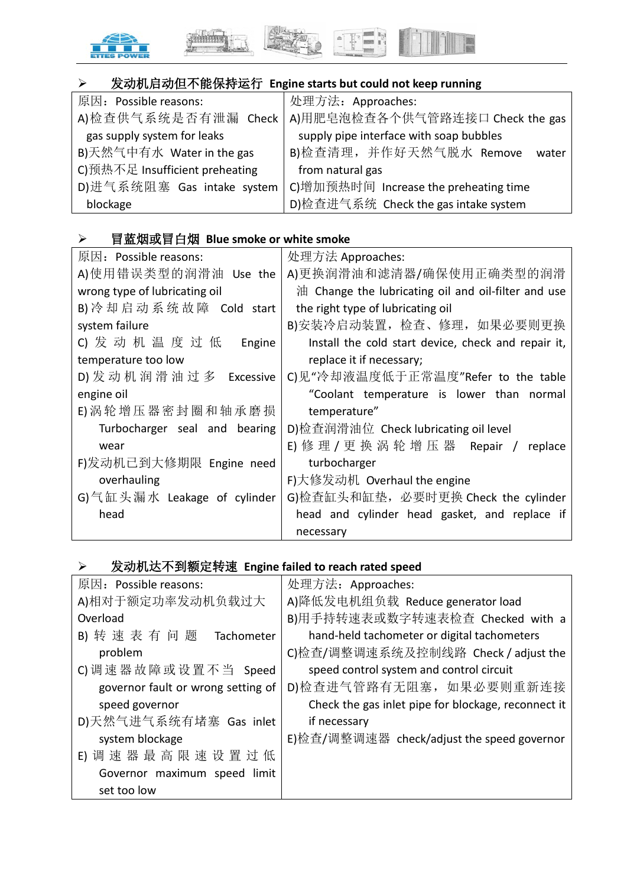- **发动机启动但不能保持运行 Engine starts but could not keep running**

| 原因：Possible reasons: | 处理方法：Approaches: |
| --- | --- |
| A)检查供气系统是否有泄漏 Check gas supply system for leaks<br>B)天然气中有水 Water in the gas<br>C)预热不足 Insufficient preheating<br>D)进气系统阻塞 Gas intake system blockage | A)用肥皂泡检查各个供气管路连接口 Check the gas supply pipe interface with soap bubbles<br>B)检查清理，并作好天然气脱水 Remove water from natural gas<br>C)增加预热时间 Increase the preheating time<br>D)检查进气系统 Check the gas intake system |

- **冒蓝烟或冒白烟 Blue smoke or white smoke**

| 原因：Possible reasons: | 处理方法 Approaches: |
| --- | --- |
| A)使用错误类型的润滑油 Use the wrong type of lubricating oil<br>B)冷却启动系统故障 Cold start system failure<br>C)发动机温度过低 Engine temperature too low<br>D)发动机润滑油过多 Excessive engine oil<br>E)涡轮增压器密封圈和轴承磨损 Turbocharger seal and bearing wear<br>F)发动机已到大修期限 Engine need overhauling<br>G)气缸头漏水 Leakage of cylinder head | A)更换润滑油和滤清器/确保使用正确类型的润滑油 Change the lubricating oil and oil-filter and use the right type of lubricating oil<br>B)安装冷启动装置，检查、修理，如果必要则更换 Install the cold start device, check and repair it, replace it if necessary;<br>C)见"冷却液温度低于正常温度"Refer to the table "Coolant temperature is lower than normal temperature"<br>D)检查润滑油位 Check lubricating oil level<br>E)修理/更换涡轮增压器 Repair / replace turbocharger<br>F)大修发动机 Overhaul the engine<br>G)检查缸头和缸垫，必要时更换 Check the cylinder head and cylinder head gasket, and replace if necessary |

- **发动机达不到额定转速 Engine failed to reach rated speed**

| 原因：Possible reasons: | 处理方法：Approaches: |
| --- | --- |
| A)相对于额定功率发动机负载过大 Overload<br>B)转速表有问题 Tachometer problem<br>C)调速器故障或设置不当 Speed governor fault or wrong setting of speed governor<br>D)天然气进气系统有堵塞 Gas inlet system blockage<br>E)调速器最高限速设置过低 Governor maximum speed limit set too low | A)降低发电机组负载 Reduce generator load<br>B)用手持转速表或数字转速表检查 Checked with a hand-held tachometer or digital tachometers<br>C)检查/调整调速系统及控制线路 Check / adjust the speed control system and control circuit<br>D)检查进气管路有无阻塞，如果必要则重新连接 Check the gas inlet pipe for blockage, reconnect it if necessary<br>E)检查/调整调速器 check/adjust the speed governor |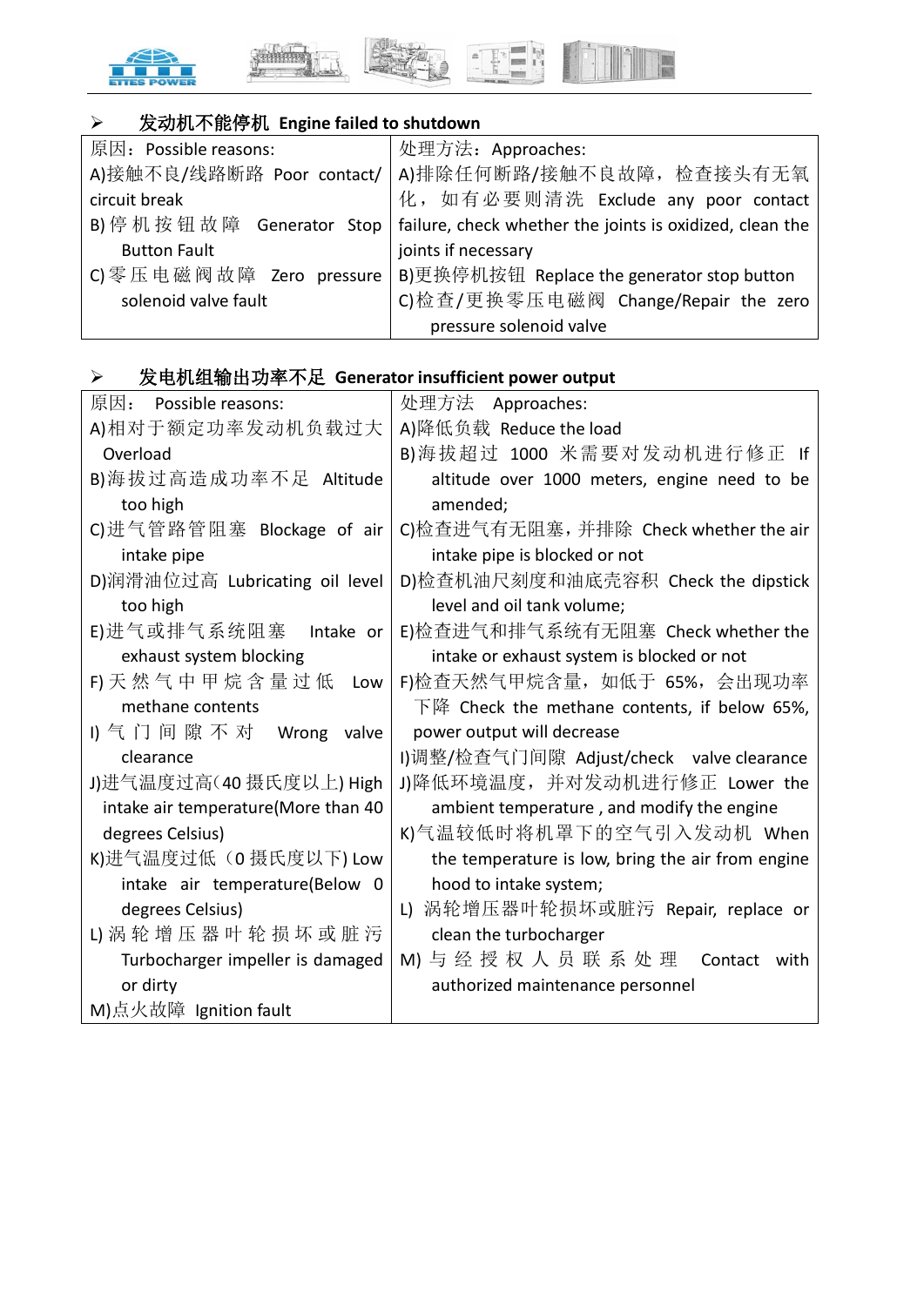- **发动机不能停机 Engine failed to shutdown**

| 原因：Possible reasons: | 处理方法：Approaches: |
|---|---|
| A)接触不良/线路断路 Poor contact/ circuit break<br>B)停机按钮故障 Generator Stop Button Fault<br>C)零压电磁阀故障 Zero pressure solenoid valve fault | A)排除任何断路/接触不良故障，检查接头有无氧化，如有必要则清洗 Exclude any poor contact failure, check whether the joints is oxidized, clean the joints if necessary<br>B)更换停机按钮 Replace the generator stop button<br>C)检查/更换零压电磁阀 Change/Repair the zero pressure solenoid valve |

- **发电机组输出功率不足 Generator insufficient power output**

| 原因： Possible reasons: | 处理方法 Approaches: |
|---|---|
| A)相对于额定功率发动机负载过大 Overload<br>B)海拔过高造成功率不足 Altitude too high<br>C)进气管路管阻塞 Blockage of air intake pipe<br>D)润滑油位过高 Lubricating oil level too high<br>E)进气或排气系统阻塞 Intake or exhaust system blocking<br>F)天然气中甲烷含量过低 Low methane contents<br>I)气门间隙不对 Wrong valve clearance<br>J)进气温度过高(40 摄氏度以上) High intake air temperature(More than 40 degrees Celsius)<br>K)进气温度过低（0 摄氏度以下) Low intake air temperature(Below 0 degrees Celsius)<br>L)涡轮增压器叶轮损坏或脏污 Turbocharger impeller is damaged or dirty<br>M)点火故障 Ignition fault | A)降低负载 Reduce the load<br>B)海拔超过 1000 米需要对发动机进行修正 If altitude over 1000 meters, engine need to be amended;<br>C)检查进气有无阻塞，并排除 Check whether the air intake pipe is blocked or not<br>D)检查机油尺刻度和油底壳容积 Check the dipstick level and oil tank volume;<br>E)检查进气和排气系统有无阻塞 Check whether the intake or exhaust system is blocked or not<br>F)检查天然气甲烷含量，如低于 65%，会出现功率下降 Check the methane contents, if below 65%, power output will decrease<br>I)调整/检查气门间隙 Adjust/check valve clearance<br>J)降低环境温度，并对发动机进行修正 Lower the ambient temperature , and modify the engine<br>K)气温较低时将机罩下的空气引入发动机 When the temperature is low, bring the air from engine hood to intake system;<br>L) 涡轮增压器叶轮损坏或脏污 Repair, replace or clean the turbocharger<br>M) 与经授权人员联系处理 Contact with authorized maintenance personnel |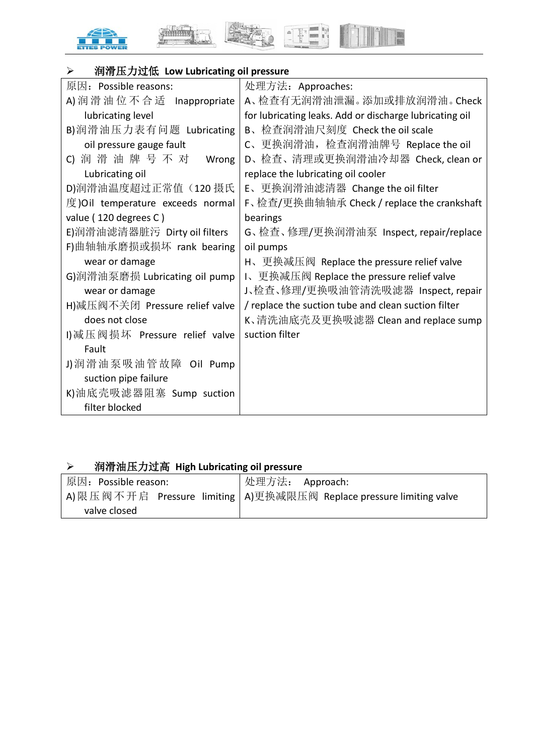- **润滑压力过低 Low Lubricating oil pressure**

| 原因：Possible reasons: | 处理方法：Approaches: |
|---|---|
| A)润滑油位不合适 Inappropriate lubricating level<br>B)润滑油压力表有问题 Lubricating oil pressure gauge fault<br>C)润滑油牌号不对 Wrong Lubricating oil<br>D)润滑油温度超过正常值（120 摄氏度)Oil temperature exceeds normal value ( 120 degrees C )<br>E)润滑油滤清器脏污 Dirty oil filters<br>F)曲轴轴承磨损或损坏 rank bearing wear or damage<br>G)润滑油泵磨损 Lubricating oil pump wear or damage<br>H)减压阀不关闭 Pressure relief valve does not close<br>I)减压阀损坏 Pressure relief valve Fault<br>J)润滑油泵吸油管故障 Oil Pump suction pipe failure<br>K)油底壳吸滤器阻塞 Sump suction filter blocked | A、检查有无润滑油泄漏。添加或排放润滑油。Check for lubricating leaks. Add or discharge lubricating oil<br>B、检查润滑油尺刻度 Check the oil scale<br>C、更换润滑油，检查润滑油牌号 Replace the oil<br>D、检查、清理或更换润滑油冷却器 Check, clean or replace the lubricating oil cooler<br>E、更换润滑油滤清器 Change the oil filter<br>F、检查/更换曲轴轴承 Check / replace the crankshaft bearings<br>G、检查、修理/更换润滑油泵 Inspect, repair/replace oil pumps<br>H、更换减压阀 Replace the pressure relief valve<br>I、更换减压阀 Replace the pressure relief valve<br>J、检查、修理/更换吸油管清洗吸滤器 Inspect, repair / replace the suction tube and clean suction filter<br>K、清洗油底壳及更换吸滤器 Clean and replace sump suction filter |

- **润滑油压力过高 High Lubricating oil pressure**

| 原因：Possible reason: | 处理方法： Approach: |
|---|---|
| A)限压阀不开启 Pressure limiting valve closed | A)更换减限压阀 Replace pressure limiting valve |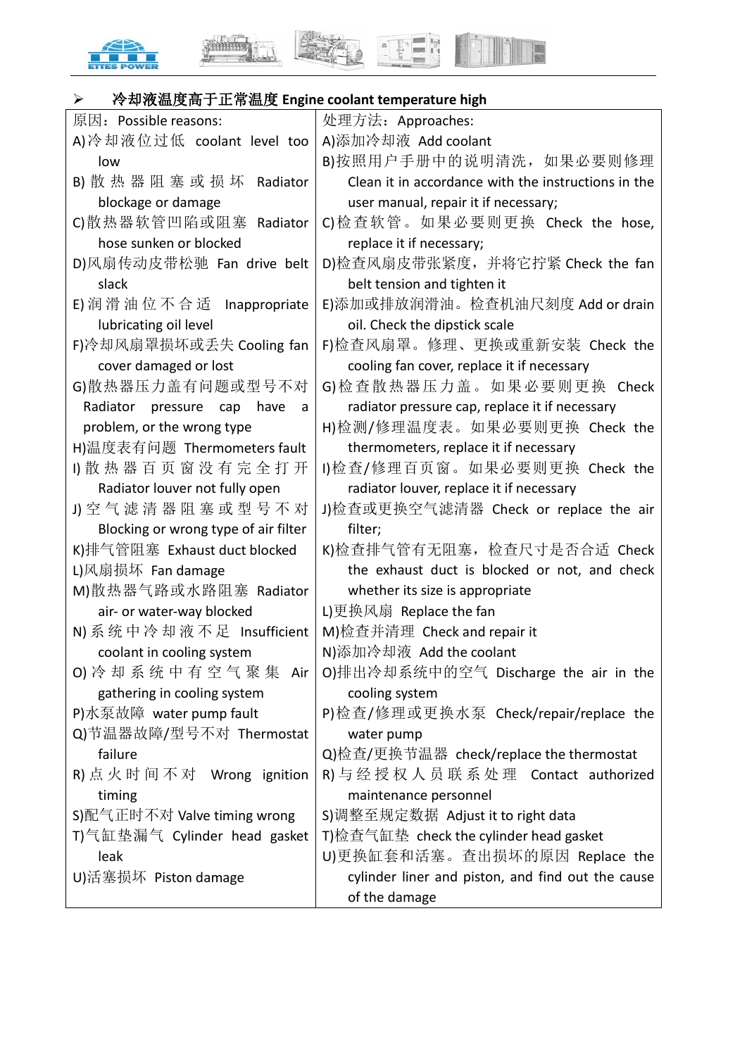- **冷却液温度高于正常温度 Engine coolant temperature high**

| 原因：Possible reasons: | 处理方法：Approaches: |
|---|---|
| A)冷却液位过低 coolant level too low | A)添加冷却液 Add coolant |
| B)散热器阻塞或损坏 Radiator blockage or damage | B)按照用户手册中的说明清洗，如果必要则修理 Clean it in accordance with the instructions in the user manual, repair it if necessary; |
| C)散热器软管凹陷或阻塞 Radiator hose sunken or blocked | C)检查软管。如果必要则更换 Check the hose, replace it if necessary; |
| D)风扇传动皮带松驰 Fan drive belt slack | D)检查风扇皮带张紧度，并将它拧紧 Check the fan belt tension and tighten it |
| E)润滑油位不合适 Inappropriate lubricating oil level | E)添加或排放润滑油。检查机油尺刻度 Add or drain oil. Check the dipstick scale |
| F)冷却风扇罩损坏或丢失 Cooling fan cover damaged or lost | F)检查风扇罩。修理、更换或重新安装 Check the cooling fan cover, replace it if necessary |
| G)散热器压力盖有问题或型号不对 Radiator pressure cap have a problem, or the wrong type | G)检查散热器压力盖。如果必要则更换 Check radiator pressure cap, replace it if necessary |
| H)温度表有问题 Thermometers fault | H)检测/修理温度表。如果必要则更换 Check the thermometers, replace it if necessary |
| I)散热器百页窗没有完全打开 Radiator louver not fully open | I)检查/修理百页窗。如果必要则更换 Check the radiator louver, replace it if necessary |
| J)空气滤清器阻塞或型号不对 Blocking or wrong type of air filter | J)检查或更换空气滤清器 Check or replace the air filter; |
| K)排气管阻塞 Exhaust duct blocked | K)检查排气管有无阻塞，检查尺寸是否合适 Check the exhaust duct is blocked or not, and check whether its size is appropriate |
| L)风扇损坏 Fan damage | L)更换风扇 Replace the fan |
| M)散热器气路或水路阻塞 Radiator air- or water-way blocked | M)检查并清理 Check and repair it |
| N)系统中冷却液不足 Insufficient coolant in cooling system | N)添加冷却液 Add the coolant |
| O)冷却系统中有空气聚集 Air gathering in cooling system | O)排出冷却系统中的空气 Discharge the air in the cooling system |
| P)水泵故障 water pump fault | P)检查/修理或更换水泵 Check/repair/replace the water pump |
| Q)节温器故障/型号不对 Thermostat failure | Q)检查/更换节温器 check/replace the thermostat |
| R)点火时间不对 Wrong ignition timing | R)与经授权人员联系处理 Contact authorized maintenance personnel |
| S)配气正时不对 Valve timing wrong | S)调整至规定数据 Adjust it to right data |
| T)气缸垫漏气 Cylinder head gasket leak | T)检查气缸垫 check the cylinder head gasket |
| U)活塞损坏 Piston damage | U)更换缸套和活塞。查出损坏的原因 Replace the cylinder liner and piston, and find out the cause of the damage |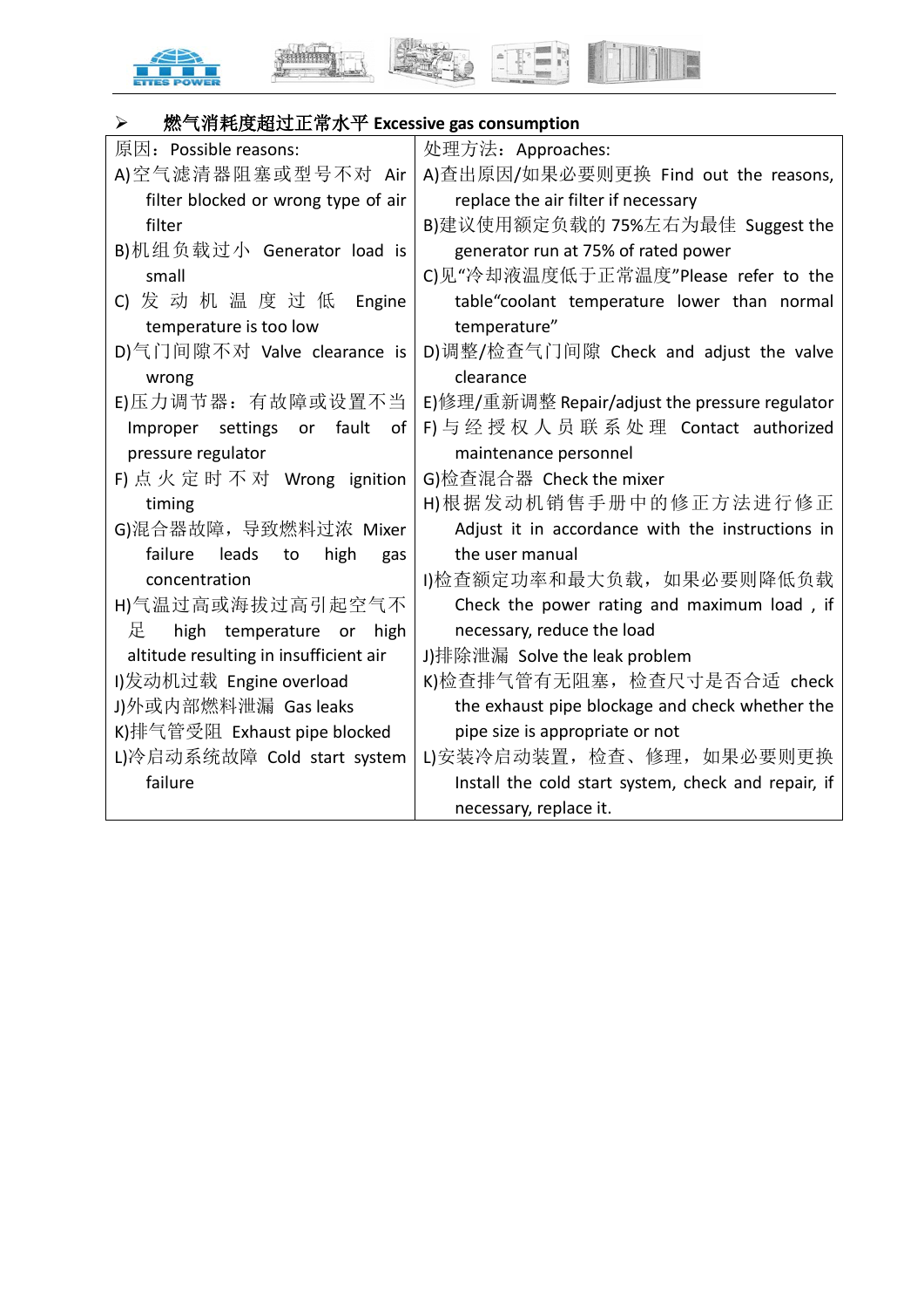- **燃气消耗度超过正常水平 Excessive gas consumption**

| 原因：Possible reasons: | 处理方法：Approaches: |
|---|---|
| A)空气滤清器阻塞或型号不对 Air filter blocked or wrong type of air filter<br>B)机组负载过小 Generator load is small<br>C)发动机温度过低 Engine temperature is too low<br>D)气门间隙不对 Valve clearance is wrong<br>E)压力调节器：有故障或设置不当 Improper settings or fault of pressure regulator<br>F)点火定时不对 Wrong ignition timing<br>G)混合器故障，导致燃料过浓 Mixer failure leads to high gas concentration<br>H)气温过高或海拔过高引起空气不足 high temperature or high altitude resulting in insufficient air<br>I)发动机过载 Engine overload<br>J)外或内部燃料泄漏 Gas leaks<br>K)排气管受阻 Exhaust pipe blocked<br>L)冷启动系统故障 Cold start system failure | A)查出原因/如果必要则更换 Find out the reasons, replace the air filter if necessary<br>B)建议使用额定负载的75%左右为最佳 Suggest the generator run at 75% of rated power<br>C)见"冷却液温度低于正常温度"Please refer to the table"coolant temperature lower than normal temperature"<br>D)调整/检查气门间隙 Check and adjust the valve clearance<br>E)修理/重新调整 Repair/adjust the pressure regulator<br>F)与经授权人员联系处理 Contact authorized maintenance personnel<br>G)检查混合器 Check the mixer<br>H)根据发动机销售手册中的修正方法进行修正 Adjust it in accordance with the instructions in the user manual<br>I)检查额定功率和最大负载，如果必要则降低负载 Check the power rating and maximum load , if necessary, reduce the load<br>J)排除泄漏 Solve the leak problem<br>K)检查排气管有无阻塞，检查尺寸是否合适 check the exhaust pipe blockage and check whether the pipe size is appropriate or not<br>L)安装冷启动装置，检查、修理，如果必要则更换 Install the cold start system, check and repair, if necessary, replace it. |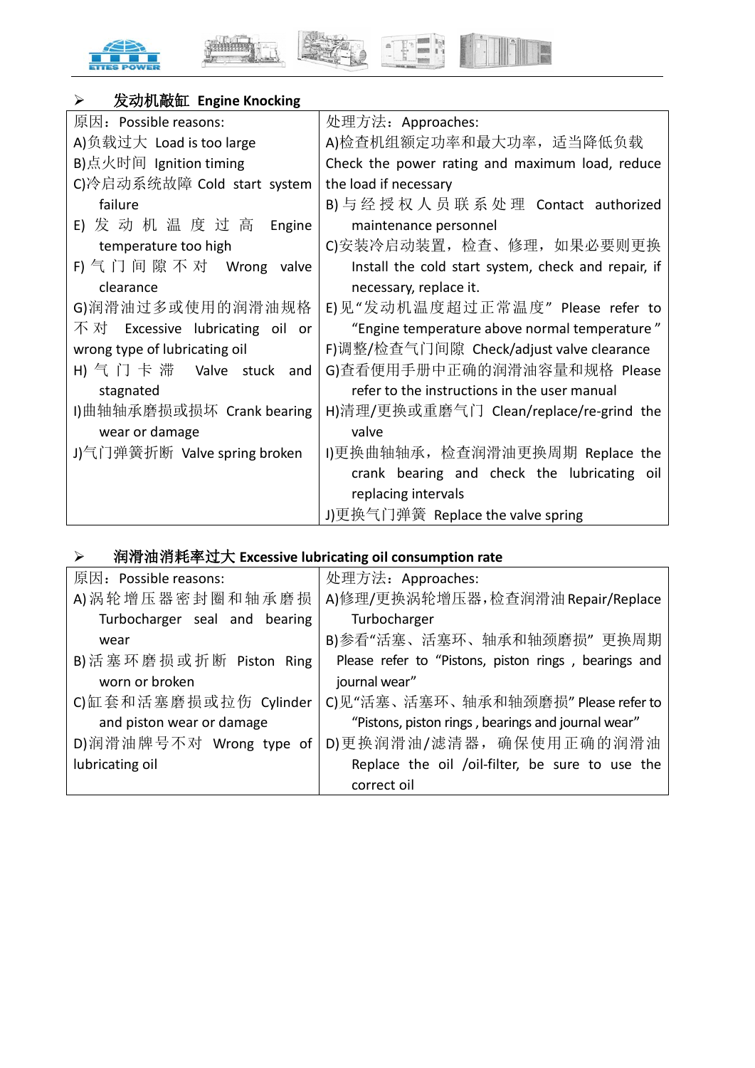- **发动机敲缸 Engine Knocking**

| 原因：Possible reasons: | 处理方法：Approaches: |
| --- | --- |
| A)负载过大 Load is too large<br>B)点火时间 Ignition timing<br>C)冷启动系统故障 Cold start system failure<br>E)发动机温度过高 Engine temperature too high<br>F)气门间隙不对 Wrong valve clearance<br>G)润滑油过多或使用的润滑油规格不对 Excessive lubricating oil or wrong type of lubricating oil<br>H)气门卡滞 Valve stuck and stagnated<br>I)曲轴轴承磨损或损坏 Crank bearing wear or damage<br>J)气门弹簧折断 Valve spring broken | A)检查机组额定功率和最大功率，适当降低负载 Check the power rating and maximum load, reduce the load if necessary<br>B)与经授权人员联系处理 Contact authorized maintenance personnel<br>C)安装冷启动装置，检查、修理，如果必要则更换 Install the cold start system, check and repair, if necessary, replace it.<br>E)见"发动机温度超过正常温度" Please refer to "Engine temperature above normal temperature"<br>F)调整/检查气门间隙 Check/adjust valve clearance<br>G)查看使用手册中正确的润滑油容量和规格 Please refer to the instructions in the user manual<br>H)清理/更换或重磨气门 Clean/replace/re-grind the valve<br>I)更换曲轴轴承，检查润滑油更换周期 Replace the crank bearing and check the lubricating oil replacing intervals<br>J)更换气门弹簧 Replace the valve spring |

- **润滑油消耗率过大 Excessive lubricating oil consumption rate**

| 原因：Possible reasons: | 处理方法：Approaches: |
| --- | --- |
| A)涡轮增压器密封圈和轴承磨损 Turbocharger seal and bearing wear<br>B)活塞环磨损或折断 Piston Ring worn or broken<br>C)缸套和活塞磨损或拉伤 Cylinder and piston wear or damage<br>D)润滑油牌号不对 Wrong type of lubricating oil | A)修理/更换涡轮增压器，检查润滑油 Repair/Replace Turbocharger<br>B)参看"活塞、活塞环、轴承和轴颈磨损" 更换周期 Please refer to "Pistons, piston rings , bearings and journal wear"<br>C)见"活塞、活塞环、轴承和轴颈磨损" Please refer to "Pistons, piston rings , bearings and journal wear"<br>D)更换润滑油/滤清器，确保使用正确的润滑油 Replace the oil /oil-filter, be sure to use the correct oil |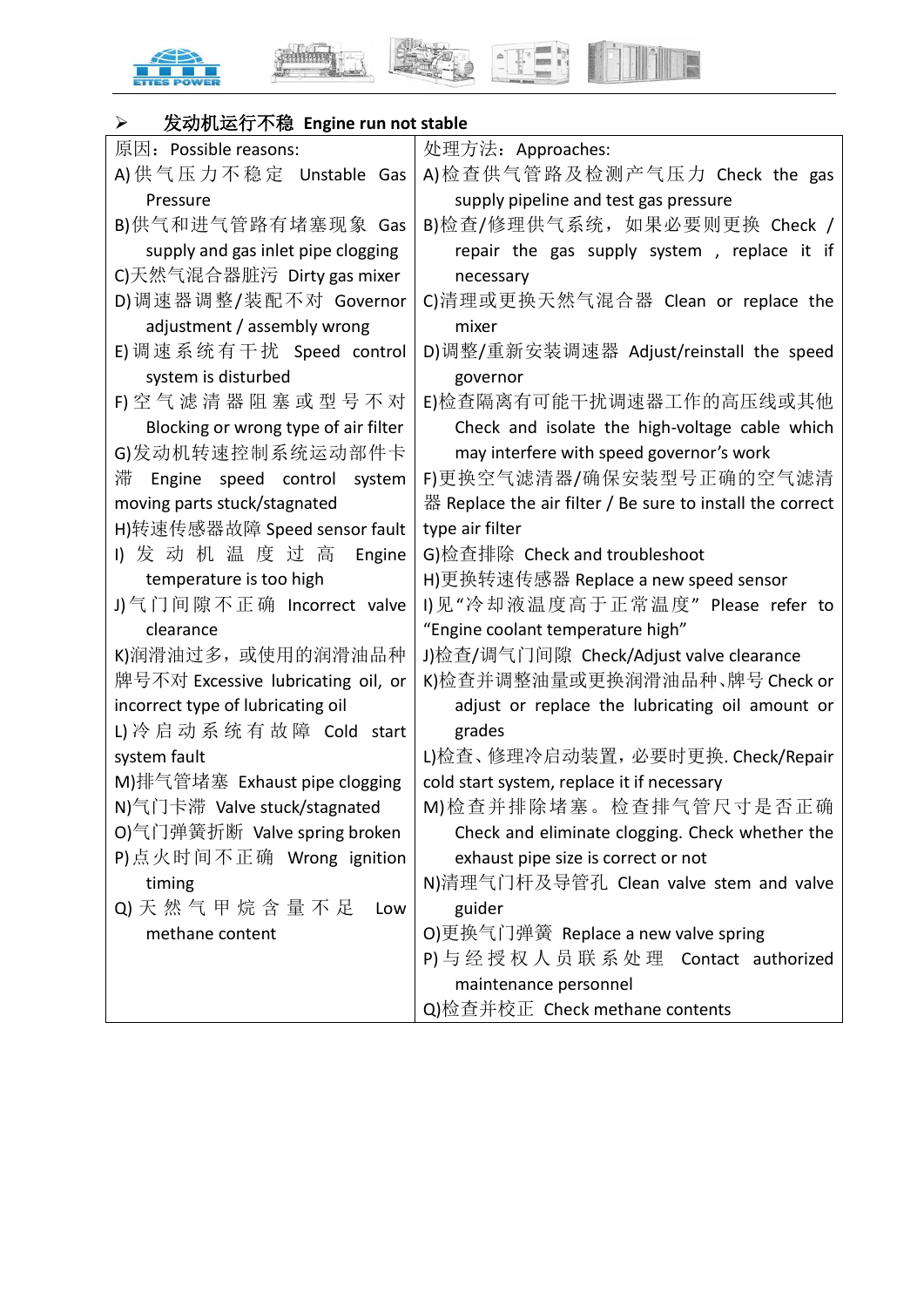- **发动机运行不稳 Engine run not stable**

| 原因：Possible reasons: | 处理方法：Approaches: |
|---|---|
| A)供气压力不稳定 Unstable Gas Pressure<br>B)供气和进气管路有堵塞现象 Gas supply and gas inlet pipe clogging<br>C)天然气混合器脏污 Dirty gas mixer<br>D)调速器调整/装配不对 Governor adjustment / assembly wrong<br>E)调速系统有干扰 Speed control system is disturbed<br>F)空气滤清器阻塞或型号不对 Blocking or wrong type of air filter<br>G)发动机转速控制系统运动部件卡滞 Engine speed control system moving parts stuck/stagnated<br>H)转速传感器故障 Speed sensor fault<br>I)发动机温度过高 Engine temperature is too high<br>J)气门间隙不正确 Incorrect valve clearance<br>K)润滑油过多，或使用的润滑油品种牌号不对 Excessive lubricating oil, or incorrect type of lubricating oil<br>L)冷启动系统有故障 Cold start system fault<br>M)排气管堵塞 Exhaust pipe clogging<br>N)气门卡滞 Valve stuck/stagnated<br>O)气门弹簧折断 Valve spring broken<br>P)点火时间不正确 Wrong ignition timing<br>Q)天然气甲烷含量不足 Low methane content | A)检查供气管路及检测产气压力 Check the gas supply pipeline and test gas pressure<br>B)检查/修理供气系统，如果必要则更换 Check / repair the gas supply system , replace it if necessary<br>C)清理或更换天然气混合器 Clean or replace the mixer<br>D)调整/重新安装调速器 Adjust/reinstall the speed governor<br>E)检查隔离有可能干扰调速器工作的高压线或其他 Check and isolate the high-voltage cable which may interfere with speed governor's work<br>F)更换空气滤清器/确保安装型号正确的空气滤清器 Replace the air filter / Be sure to install the correct type air filter<br>G)检查排除 Check and troubleshoot<br>H)更换转速传感器 Replace a new speed sensor<br>I)见"冷却液温度高于正常温度" Please refer to "Engine coolant temperature high"<br>J)检查/调气门间隙 Check/Adjust valve clearance<br>K)检查并调整油量或更换润滑油品种、牌号 Check or adjust or replace the lubricating oil amount or grades<br>L)检查、修理冷启动装置，必要时更换. Check/Repair cold start system, replace it if necessary<br>M)检查并排除堵塞。检查排气管尺寸是否正确 Check and eliminate clogging. Check whether the exhaust pipe size is correct or not<br>N)清理气门杆及导管孔 Clean valve stem and valve guider<br>O)更换气门弹簧 Replace a new valve spring<br>P)与经授权人员联系处理 Contact authorized maintenance personnel<br>Q)检查并校正 Check methane contents |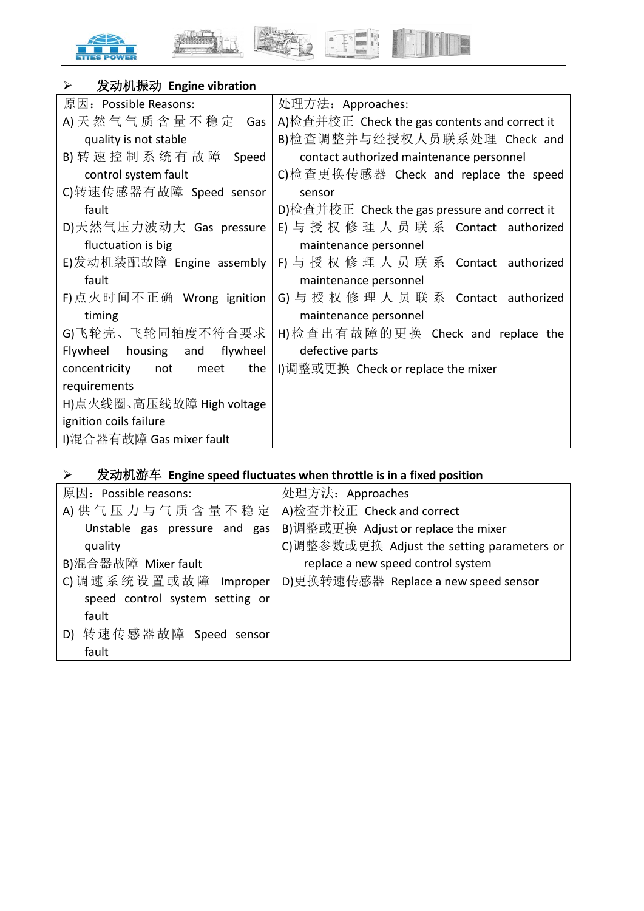- **发动机振动 Engine vibration**

| 原因：Possible Reasons: | 处理方法：Approaches: |
|---|---|
| A) 天然气气质含量不稳定 Gas quality is not stable<br>B) 转速控制系统有故障 Speed control system fault<br>C)转速传感器有故障 Speed sensor fault<br>D)天然气压力波动大 Gas pressure fluctuation is big<br>E)发动机装配故障 Engine assembly fault<br>F)点火时间不正确 Wrong ignition timing<br>G)飞轮壳、飞轮同轴度不符合要求 Flywheel housing and flywheel concentricity not meet the requirements<br>H)点火线圈、高压线故障 High voltage ignition coils failure<br>I)混合器有故障 Gas mixer fault | A)检查并校正 Check the gas contents and correct it<br>B)检查调整并与经授权人员联系处理 Check and contact authorized maintenance personnel<br>C)检查更换传感器 Check and replace the speed sensor<br>D)检查并校正 Check the gas pressure and correct it<br>E) 与授权修理人员联系 Contact authorized maintenance personnel<br>F) 与授权修理人员联系 Contact authorized maintenance personnel<br>G) 与授权修理人员联系 Contact authorized maintenance personnel<br>H)检查出有故障的更换 Check and replace the defective parts<br>I)调整或更换 Check or replace the mixer |

- **发动机游车 Engine speed fluctuates when throttle is in a fixed position**

| 原因：Possible reasons: | 处理方法：Approaches |
|---|---|
| A) 供气压力与气质含量不稳定 Unstable gas pressure and gas quality<br>B)混合器故障 Mixer fault<br>C) 调速系统设置或故障 Improper speed control system setting or fault<br>D) 转速传感器故障 Speed sensor fault | A)检查并校正 Check and correct<br>B)调整或更换 Adjust or replace the mixer<br>C)调整参数或更换 Adjust the setting parameters or replace a new speed control system<br>D)更换转速传感器 Replace a new speed sensor |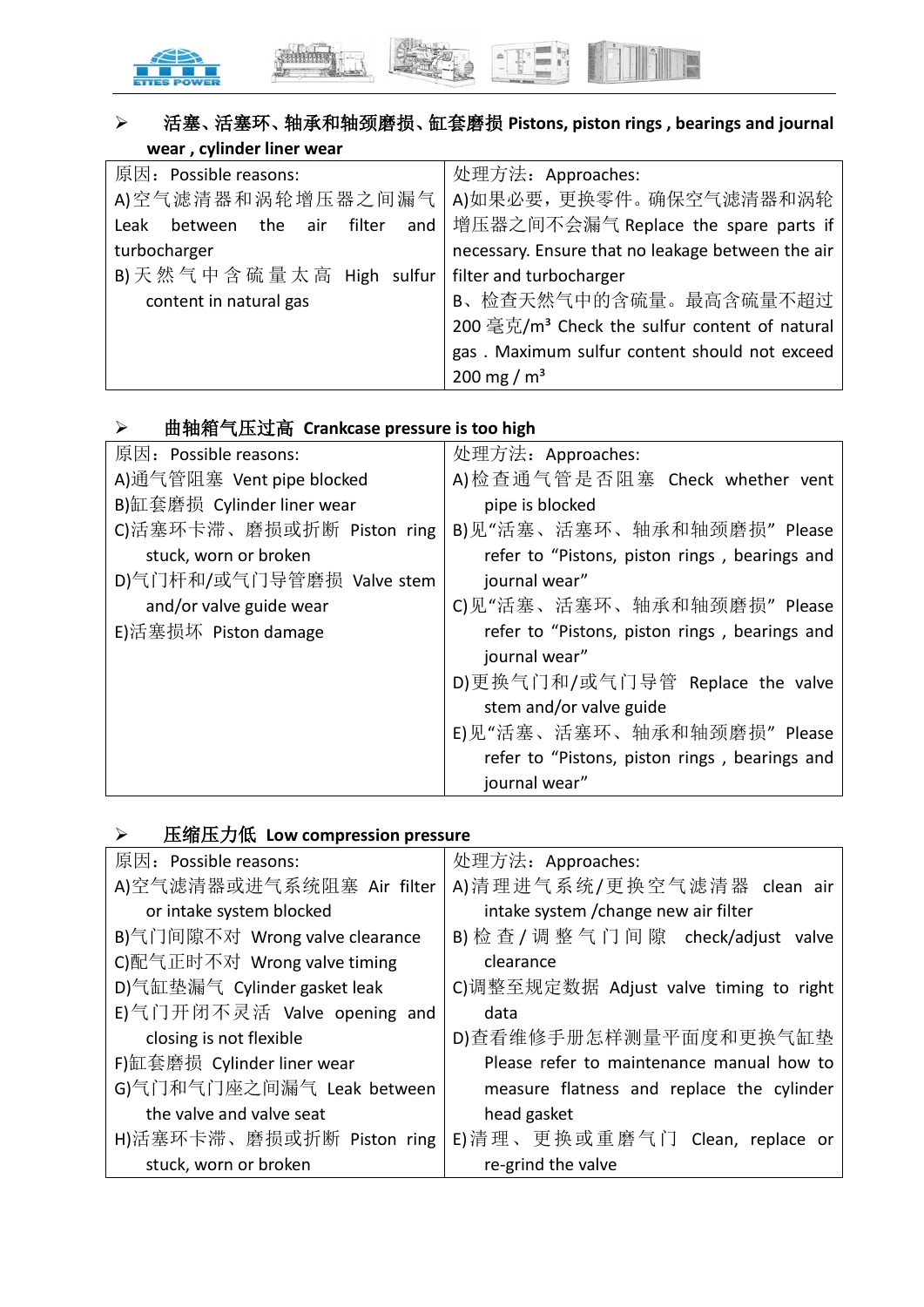- **活塞、活塞环、轴承和轴颈磨损、缸套磨损 Pistons, piston rings , bearings and journal wear , cylinder liner wear**

| 原因：Possible reasons: | 处理方法：Approaches: |
| --- | --- |
| A)空气滤清器和涡轮增压器之间漏气 Leak between the air filter and turbocharger<br>B)天然气中含硫量太高 High sulfur content in natural gas | A)如果必要，更换零件。确保空气滤清器和涡轮增压器之间不会漏气 Replace the spare parts if necessary. Ensure that no leakage between the air filter and turbocharger<br>B、检查天然气中的含硫量。最高含硫量不超过 200 毫克/m³ Check the sulfur content of natural gas . Maximum sulfur content should not exceed 200 mg / m³ |

- **曲轴箱气压过高 Crankcase pressure is too high**

| 原因：Possible reasons: | 处理方法：Approaches: |
| --- | --- |
| A)通气管阻塞 Vent pipe blocked<br>B)缸套磨损 Cylinder liner wear<br>C)活塞环卡滞、磨损或折断 Piston ring stuck, worn or broken<br>D)气门杆和/或气门导管磨损 Valve stem and/or valve guide wear<br>E)活塞损坏 Piston damage | A)检查通气管是否阻塞 Check whether vent pipe is blocked<br>B)见"活塞、活塞环、轴承和轴颈磨损"Please refer to "Pistons, piston rings , bearings and journal wear"<br>C)见"活塞、活塞环、轴承和轴颈磨损"Please refer to "Pistons, piston rings , bearings and journal wear"<br>D)更换气门和/或气门导管 Replace the valve stem and/or valve guide<br>E)见"活塞、活塞环、轴承和轴颈磨损"Please refer to "Pistons, piston rings , bearings and journal wear" |

- **压缩压力低 Low compression pressure**

| 原因：Possible reasons: | 处理方法：Approaches: |
| --- | --- |
| A)空气滤清器或进气系统阻塞 Air filter or intake system blocked<br>B)气门间隙不对 Wrong valve clearance<br>C)配气正时不对 Wrong valve timing<br>D)气缸垫漏气 Cylinder gasket leak<br>E)气门开闭不灵活 Valve opening and closing is not flexible<br>F)缸套磨损 Cylinder liner wear<br>G)气门和气门座之间漏气 Leak between the valve and valve seat<br>H)活塞环卡滞、磨损或折断 Piston ring stuck, worn or broken | A)清理进气系统/更换空气滤清器 clean air intake system /change new air filter<br>B)检查/调整气门间隙 check/adjust valve clearance<br>C)调整至规定数据 Adjust valve timing to right data<br>D)查看维修手册怎样测量平面度和更换气缸垫 Please refer to maintenance manual how to measure flatness and replace the cylinder head gasket<br>E)清理、更换或重磨气门 Clean, replace or re-grind the valve |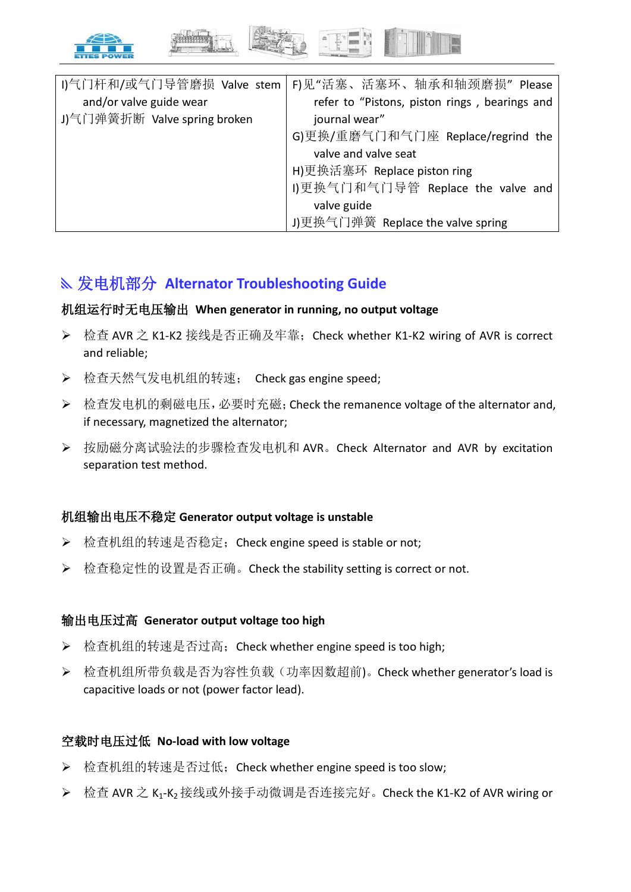| I)气门杆和/或气门导管磨损 Valve stem and/or valve guide wear<br>J)气门弹簧折断 Valve spring broken | F)见“活塞、活塞环、轴承和轴颈磨损” Please refer to “Pistons, piston rings , bearings and journal wear”<br>G)更换/重磨气门和气门座 Replace/regrind the valve and valve seat<br>H)更换活塞环 Replace piston ring<br>I)更换气门和气门导管 Replace the valve and valve guide<br>J)更换气门弹簧 Replace the valve spring |
|---|---|

## 发电机部分 Alternator Troubleshooting Guide

**机组运行时无电压输出 When generator in running, no output voltage**

- 检查 AVR 之 K1-K2 接线是否正确及牢靠；Check whether K1-K2 wiring of AVR is correct and reliable;
- 检查天然气发电机组的转速； Check gas engine speed;
- 检查发电机的剩磁电压，必要时充磁；Check the remanence voltage of the alternator and, if necessary, magnetized the alternator;
- 按励磁分离试验法的步骤检查发电机和 AVR。Check Alternator and AVR by excitation separation test method.

**机组输出电压不稳定 Generator output voltage is unstable**

- 检查机组的转速是否稳定；Check engine speed is stable or not;
- 检查稳定性的设置是否正确。Check the stability setting is correct or not.

**输出电压过高 Generator output voltage too high**

- 检查机组的转速是否过高；Check whether engine speed is too high;
- 检查机组所带负载是否为容性负载（功率因数超前）。Check whether generator’s load is capacitive loads or not (power factor lead).

**空载时电压过低 No-load with low voltage**

- 检查机组的转速是否过低；Check whether engine speed is too slow;
- 检查 AVR 之 $K_1$-$K_2$ 接线或外接手动微调是否连接完好。Check the K1-K2 of AVR wiring or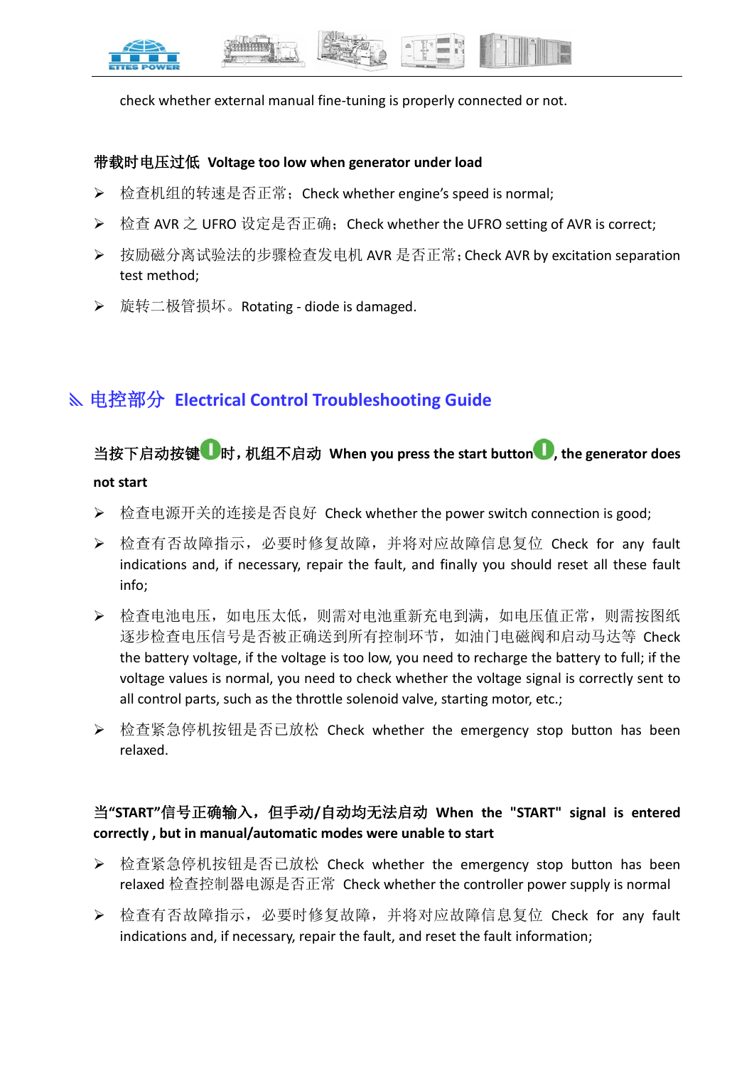check whether external manual fine-tuning is properly connected or not.

**带载时电压过低 Voltage too low when generator under load**

- 检查机组的转速是否正常；Check whether engine's speed is normal;
- 检查 AVR 之 UFRO 设定是否正确；Check whether the UFRO setting of AVR is correct;
- 按励磁分离试验法的步骤检查发电机 AVR 是否正常；Check AVR by excitation separation test method;
- 旋转二极管损坏。Rotating - diode is damaged.

## 电控部分 Electrical Control Troubleshooting Guide

**当按下启动按键时，机组不启动 When you press the start button, the generator does not start**

- 检查电源开关的连接是否良好 Check whether the power switch connection is good;
- 检查有否故障指示，必要时修复故障，并将对应故障信息复位 Check for any fault indications and, if necessary, repair the fault, and finally you should reset all these fault info;
- 检查电池电压，如电压太低，则需对电池重新充电到满，如电压值正常，则需按图纸逐步检查电压信号是否被正确送到所有控制环节，如油门电磁阀和启动马达等 Check the battery voltage, if the voltage is too low, you need to recharge the battery to full; if the voltage values is normal, you need to check whether the voltage signal is correctly sent to all control parts, such as the throttle solenoid valve, starting motor, etc.;
- 检查紧急停机按钮是否已放松 Check whether the emergency stop button has been relaxed.

**当"START"信号正确输入，但手动/自动均无法启动 When the "START" signal is entered correctly , but in manual/automatic modes were unable to start**

- 检查紧急停机按钮是否已放松 Check whether the emergency stop button has been relaxed 检查控制器电源是否正常 Check whether the controller power supply is normal
- 检查有否故障指示，必要时修复故障，并将对应故障信息复位 Check for any fault indications and, if necessary, repair the fault, and reset the fault information;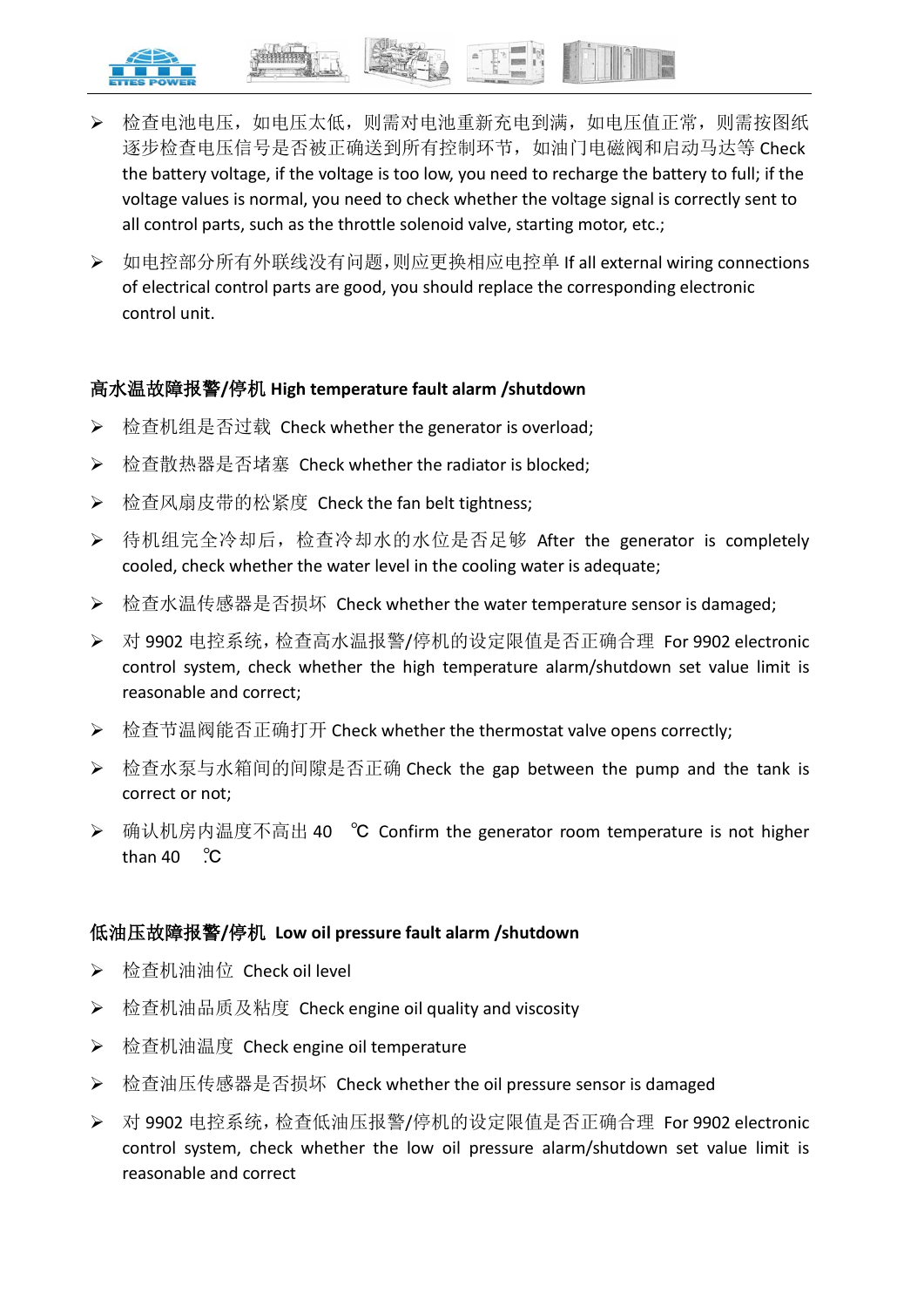- 检查电池电压，如电压太低，则需对电池重新充电到满，如电压值正常，则需按图纸逐步检查电压信号是否被正确送到所有控制环节，如油门电磁阀和启动马达等 Check the battery voltage, if the voltage is too low, you need to recharge the battery to full; if the voltage values is normal, you need to check whether the voltage signal is correctly sent to all control parts, such as the throttle solenoid valve, starting motor, etc.;
- 如电控部分所有外联线没有问题，则应更换相应电控单 If all external wiring connections of electrical control parts are good, you should replace the corresponding electronic control unit.

**高水温故障报警/停机 High temperature fault alarm /shutdown**

- 检查机组是否过载 Check whether the generator is overload;
- 检查散热器是否堵塞 Check whether the radiator is blocked;
- 检查风扇皮带的松紧度 Check the fan belt tightness;
- 待机组完全冷却后，检查冷却水的水位是否足够 After the generator is completely cooled, check whether the water level in the cooling water is adequate;
- 检查水温传感器是否损坏 Check whether the water temperature sensor is damaged;
- 对 9902 电控系统，检查高水温报警/停机的设定限值是否正确合理 For 9902 electronic control system, check whether the high temperature alarm/shutdown set value limit is reasonable and correct;
- 检查节温阀能否正确打开 Check whether the thermostat valve opens correctly;
- 检查水泵与水箱间的间隙是否正确 Check the gap between the pump and the tank is correct or not;
- 确认机房内温度不高出 40 ℃ Confirm the generator room temperature is not higher than 40 ℃

**低油压故障报警/停机 Low oil pressure fault alarm /shutdown**

- 检查机油油位 Check oil level
- 检查机油品质及粘度 Check engine oil quality and viscosity
- 检查机油温度 Check engine oil temperature
- 检查油压传感器是否损坏 Check whether the oil pressure sensor is damaged
- 对 9902 电控系统，检查低油压报警/停机的设定限值是否正确合理 For 9902 electronic control system, check whether the low oil pressure alarm/shutdown set value limit is reasonable and correct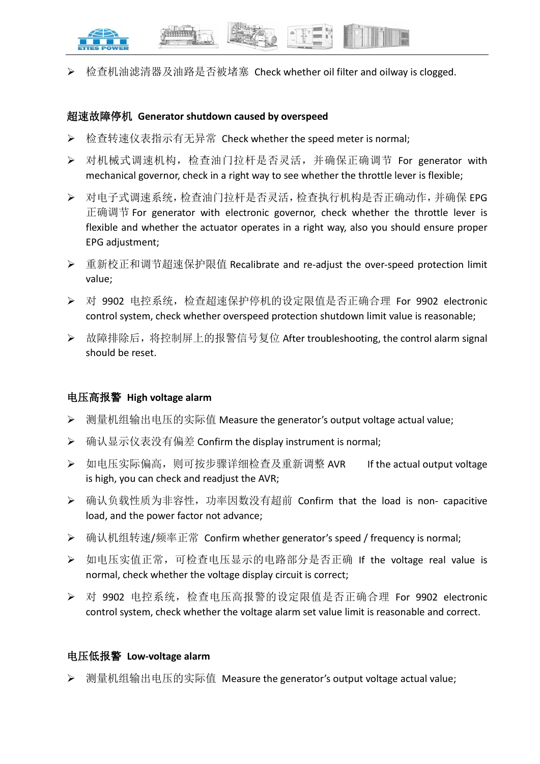- 检查机油滤清器及油路是否被堵塞 Check whether oil filter and oilway is clogged.

**超速故障停机 Generator shutdown caused by overspeed**

- 检查转速仪表指示有无异常 Check whether the speed meter is normal;
- 对机械式调速机构，检查油门拉杆是否灵活，并确保正确调节 For generator with mechanical governor, check in a right way to see whether the throttle lever is flexible;
- 对电子式调速系统，检查油门拉杆是否灵活，检查执行机构是否正确动作，并确保 EPG 正确调节 For generator with electronic governor, check whether the throttle lever is flexible and whether the actuator operates in a right way, also you should ensure proper EPG adjustment;
- 重新校正和调节超速保护限值 Recalibrate and re-adjust the over-speed protection limit value;
- 对 9902 电控系统，检查超速保护停机的设定限值是否正确合理 For 9902 electronic control system, check whether overspeed protection shutdown limit value is reasonable;
- 故障排除后，将控制屏上的报警信号复位 After troubleshooting, the control alarm signal should be reset.

**电压高报警 High voltage alarm**

- 测量机组输出电压的实际值 Measure the generator's output voltage actual value;
- 确认显示仪表没有偏差 Confirm the display instrument is normal;
- 如电压实际偏高，则可按步骤详细检查及重新调整 AVR If the actual output voltage is high, you can check and readjust the AVR;
- 确认负载性质为非容性，功率因数没有超前 Confirm that the load is non- capacitive load, and the power factor not advance;
- 确认机组转速/频率正常 Confirm whether generator's speed / frequency is normal;
- 如电压实值正常，可检查电压显示的电路部分是否正确 If the voltage real value is normal, check whether the voltage display circuit is correct;
- 对 9902 电控系统，检查电压高报警的设定限值是否正确合理 For 9902 electronic control system, check whether the voltage alarm set value limit is reasonable and correct.

**电压低报警 Low-voltage alarm**

- 测量机组输出电压的实际值 Measure the generator's output voltage actual value;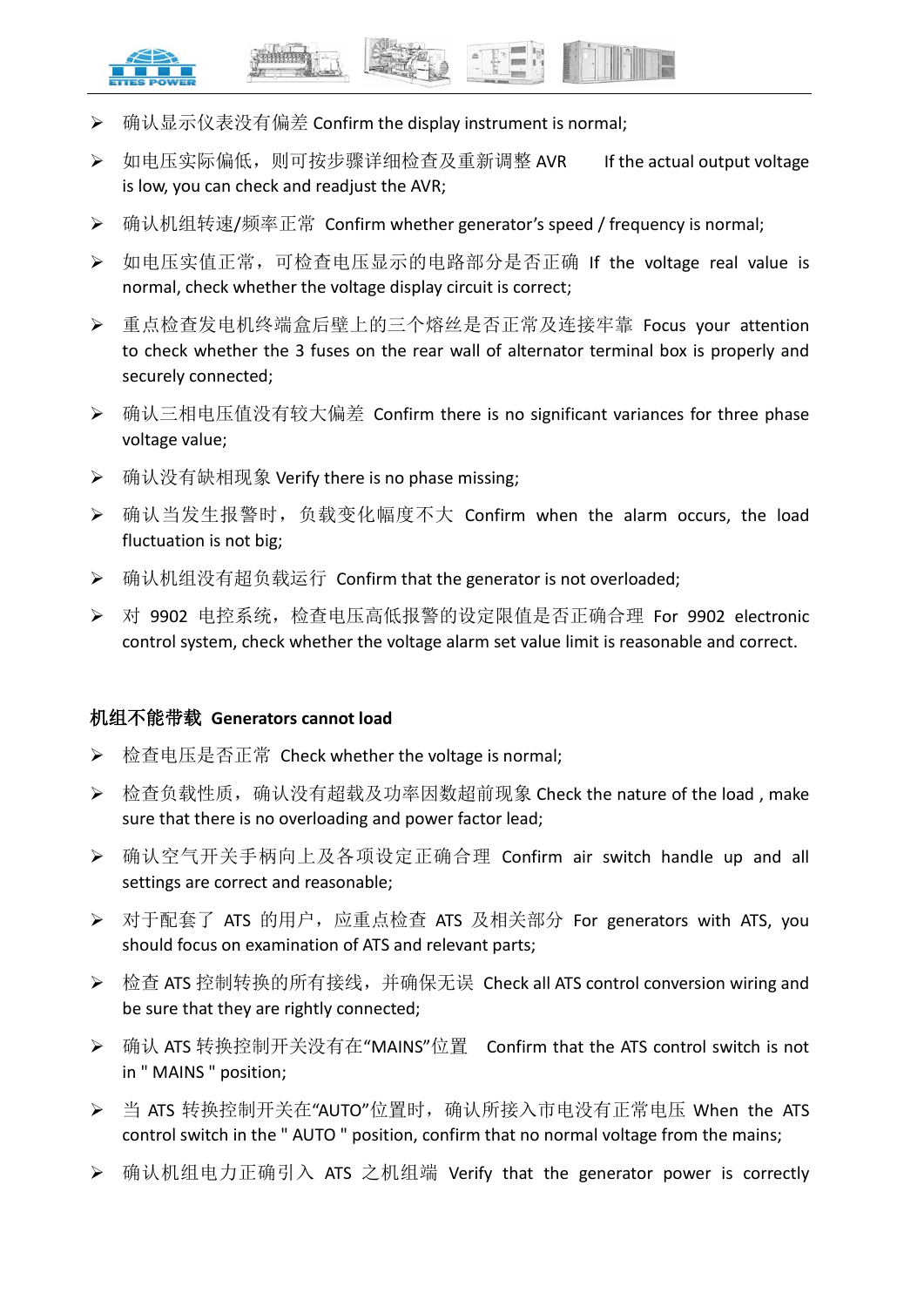- 确认显示仪表没有偏差 Confirm the display instrument is normal;
- 如电压实际偏低，则可按步骤详细检查及重新调整 AVR　If the actual output voltage is low, you can check and readjust the AVR;
- 确认机组转速/频率正常 Confirm whether generator's speed / frequency is normal;
- 如电压实值正常，可检查电压显示的电路部分是否正确 If the voltage real value is normal, check whether the voltage display circuit is correct;
- 重点检查发电机终端盒后壁上的三个熔丝是否正常及连接牢靠 Focus your attention to check whether the 3 fuses on the rear wall of alternator terminal box is properly and securely connected;
- 确认三相电压值没有较大偏差 Confirm there is no significant variances for three phase voltage value;
- 确认没有缺相现象 Verify there is no phase missing;
- 确认当发生报警时，负载变化幅度不大 Confirm when the alarm occurs, the load fluctuation is not big;
- 确认机组没有超负载运行 Confirm that the generator is not overloaded;
- 对 9902 电控系统，检查电压高低报警的设定限值是否正确合理 For 9902 electronic control system, check whether the voltage alarm set value limit is reasonable and correct.

**机组不能带载 Generators cannot load**

- 检查电压是否正常 Check whether the voltage is normal;
- 检查负载性质，确认没有超载及功率因数超前现象 Check the nature of the load , make sure that there is no overloading and power factor lead;
- 确认空气开关手柄向上及各项设定正确合理 Confirm air switch handle up and all settings are correct and reasonable;
- 对于配套了 ATS 的用户，应重点检查 ATS 及相关部分 For generators with ATS, you should focus on examination of ATS and relevant parts;
- 检查 ATS 控制转换的所有接线，并确保无误 Check all ATS control conversion wiring and be sure that they are rightly connected;
- 确认 ATS 转换控制开关没有在"MAINS"位置　Confirm that the ATS control switch is not in " MAINS " position;
- 当 ATS 转换控制开关在"AUTO"位置时，确认所接入市电没有正常电压 When the ATS control switch in the " AUTO " position, confirm that no normal voltage from the mains;
- 确认机组电力正确引入 ATS 之机组端 Verify that the generator power is correctly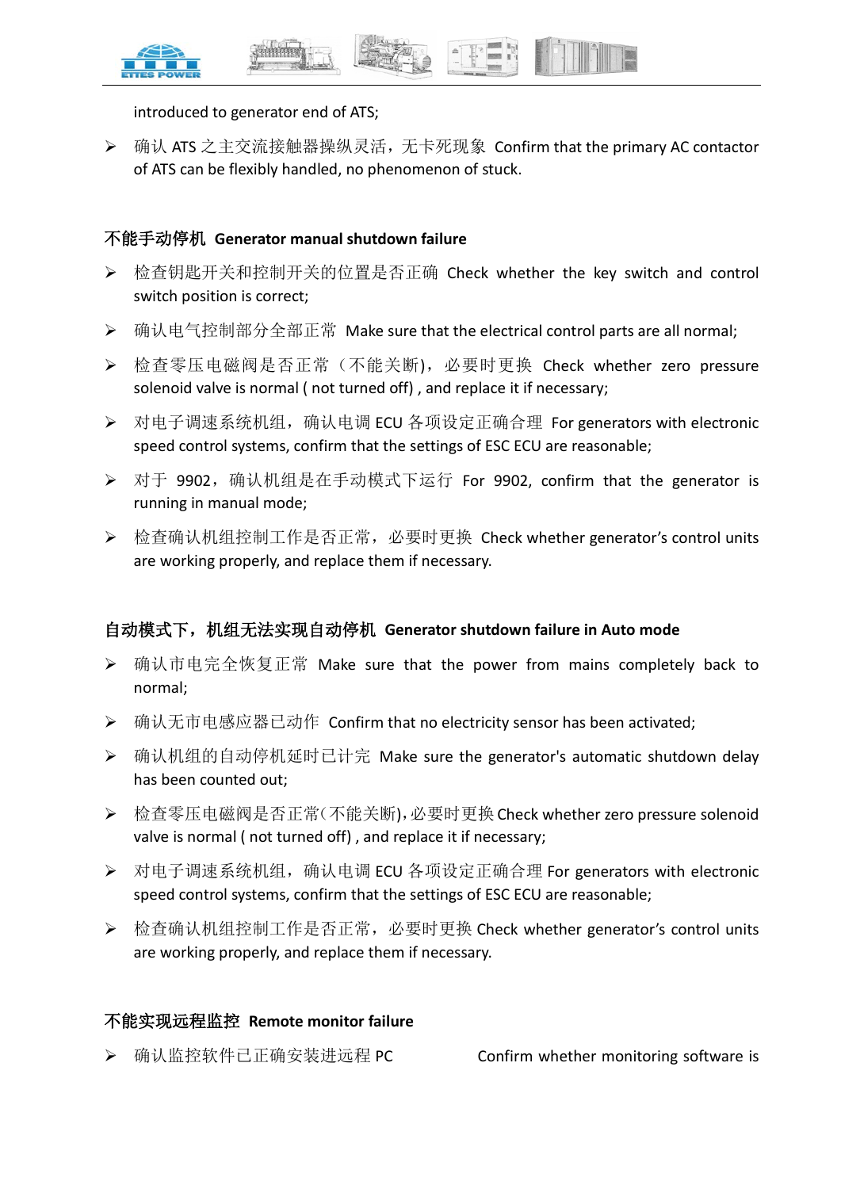introduced to generator end of ATS;

- 确认 ATS 之主交流接触器操纵灵活，无卡死现象 Confirm that the primary AC contactor of ATS can be flexibly handled, no phenomenon of stuck.

**不能手动停机 Generator manual shutdown failure**

- 检查钥匙开关和控制开关的位置是否正确 Check whether the key switch and control switch position is correct;
- 确认电气控制部分全部正常 Make sure that the electrical control parts are all normal;
- 检查零压电磁阀是否正常（不能关断），必要时更换 Check whether zero pressure solenoid valve is normal ( not turned off) , and replace it if necessary;
- 对电子调速系统机组，确认电调 ECU 各项设定正确合理 For generators with electronic speed control systems, confirm that the settings of ESC ECU are reasonable;
- 对于 9902，确认机组是在手动模式下运行 For 9902, confirm that the generator is running in manual mode;
- 检查确认机组控制工作是否正常，必要时更换 Check whether generator's control units are working properly, and replace them if necessary.

**自动模式下，机组无法实现自动停机 Generator shutdown failure in Auto mode**

- 确认市电完全恢复正常 Make sure that the power from mains completely back to normal;
- 确认无市电感应器已动作 Confirm that no electricity sensor has been activated;
- 确认机组的自动停机延时已计完 Make sure the generator's automatic shutdown delay has been counted out;
- 检查零压电磁阀是否正常(不能关断),必要时更换 Check whether zero pressure solenoid valve is normal ( not turned off) , and replace it if necessary;
- 对电子调速系统机组，确认电调 ECU 各项设定正确合理 For generators with electronic speed control systems, confirm that the settings of ESC ECU are reasonable;
- 检查确认机组控制工作是否正常，必要时更换 Check whether generator's control units are working properly, and replace them if necessary.

**不能实现远程监控 Remote monitor failure**

- 确认监控软件已正确安装进远程 PC Confirm whether monitoring software is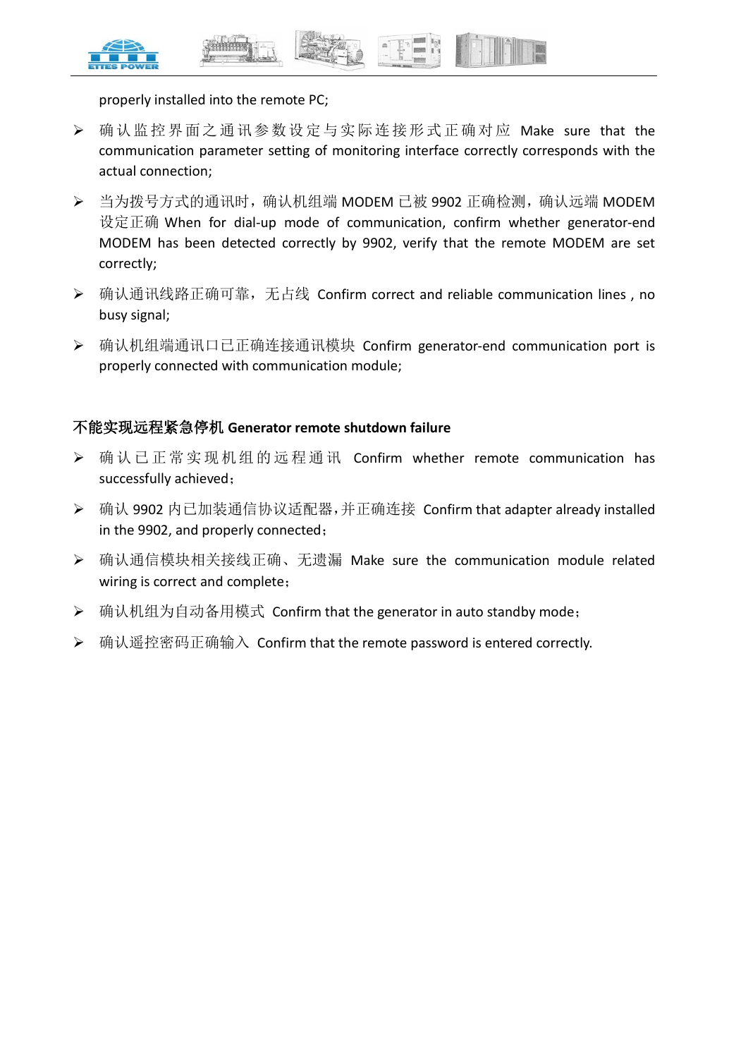properly installed into the remote PC;

- 确认监控界面之通讯参数设定与实际连接形式正确对应 Make sure that the communication parameter setting of monitoring interface correctly corresponds with the actual connection;
- 当为拨号方式的通讯时，确认机组端 MODEM 已被 9902 正确检测，确认远端 MODEM 设定正确 When for dial-up mode of communication, confirm whether generator-end MODEM has been detected correctly by 9902, verify that the remote MODEM are set correctly;
- 确认通讯线路正确可靠，无占线 Confirm correct and reliable communication lines , no busy signal;
- 确认机组端通讯口已正确连接通讯模块 Confirm generator-end communication port is properly connected with communication module;

**不能实现远程紧急停机 Generator remote shutdown failure**

- 确认已正常实现机组的远程通讯 Confirm whether remote communication has successfully achieved；
- 确认 9902 内已加装通信协议适配器,并正确连接 Confirm that adapter already installed in the 9902, and properly connected；
- 确认通信模块相关接线正确、无遗漏 Make sure the communication module related wiring is correct and complete；
- 确认机组为自动备用模式 Confirm that the generator in auto standby mode；
- 确认遥控密码正确输入 Confirm that the remote password is entered correctly.